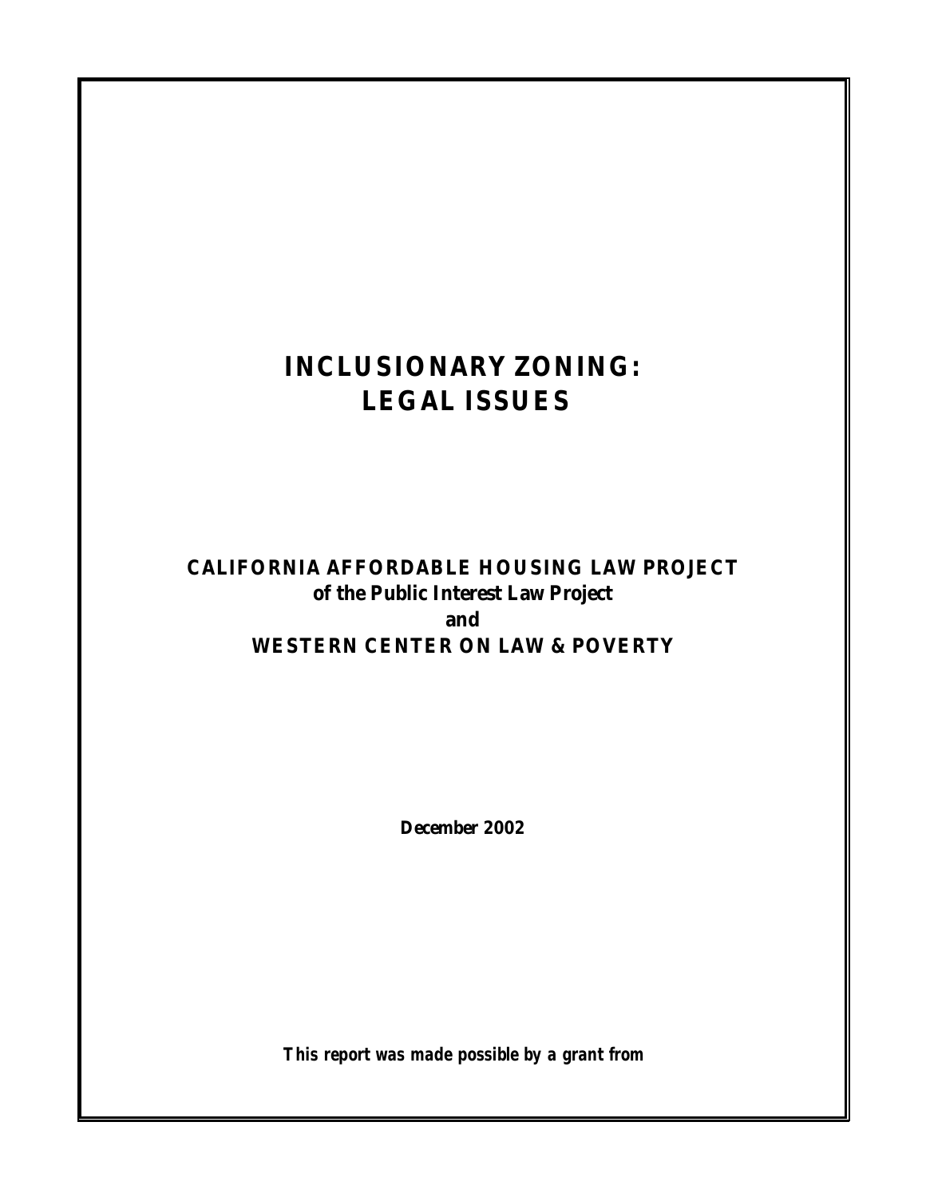# INCLUSIONARY ZONING: LEGAL ISSUES

**CALIFORNIA AFFORDABLE HOUSING LAW PROJECT**
**of the Public Interest Law Project**
**and**
**WESTERN CENTER ON LAW & POVERTY**

**December 2002**

***This report was made possible by a grant from***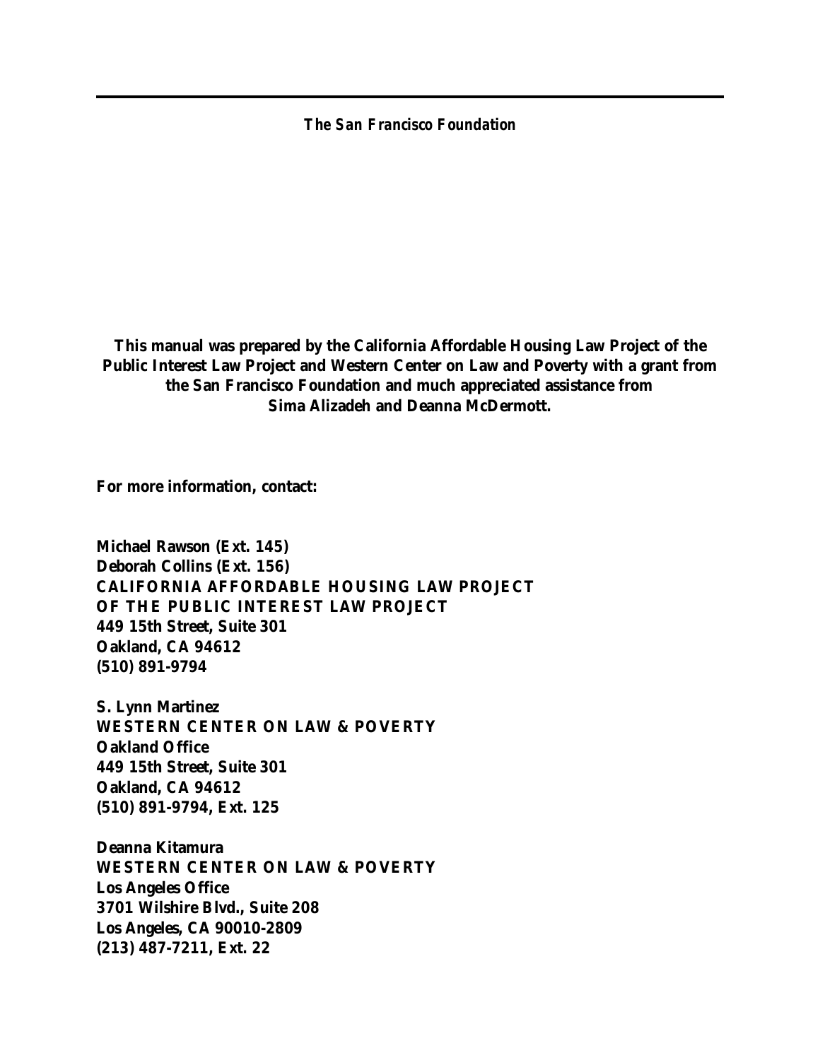*The San Francisco Foundation*

**This manual was prepared by the California Affordable Housing Law Project of the Public Interest Law Project and Western Center on Law and Poverty with a grant from the San Francisco Foundation and much appreciated assistance from Sima Alizadeh and Deanna McDermott.**

**For more information, contact:**

**Michael Rawson (Ext. 145)**
**Deborah Collins (Ext. 156)**
**CALIFORNIA AFFORDABLE HOUSING LAW PROJECT**
**OF THE PUBLIC INTEREST LAW PROJECT**
**449 15th Street, Suite 301**
**Oakland, CA 94612**
**(510) 891-9794**

**S. Lynn Martinez**
**WESTERN CENTER ON LAW & POVERTY**
**Oakland Office**
**449 15th Street, Suite 301**
**Oakland, CA 94612**
**(510) 891-9794, Ext. 125**

**Deanna Kitamura**
**WESTERN CENTER ON LAW & POVERTY**
**Los Angeles Office**
**3701 Wilshire Blvd., Suite 208**
**Los Angeles, CA 90010-2809**
**(213) 487-7211, Ext. 22**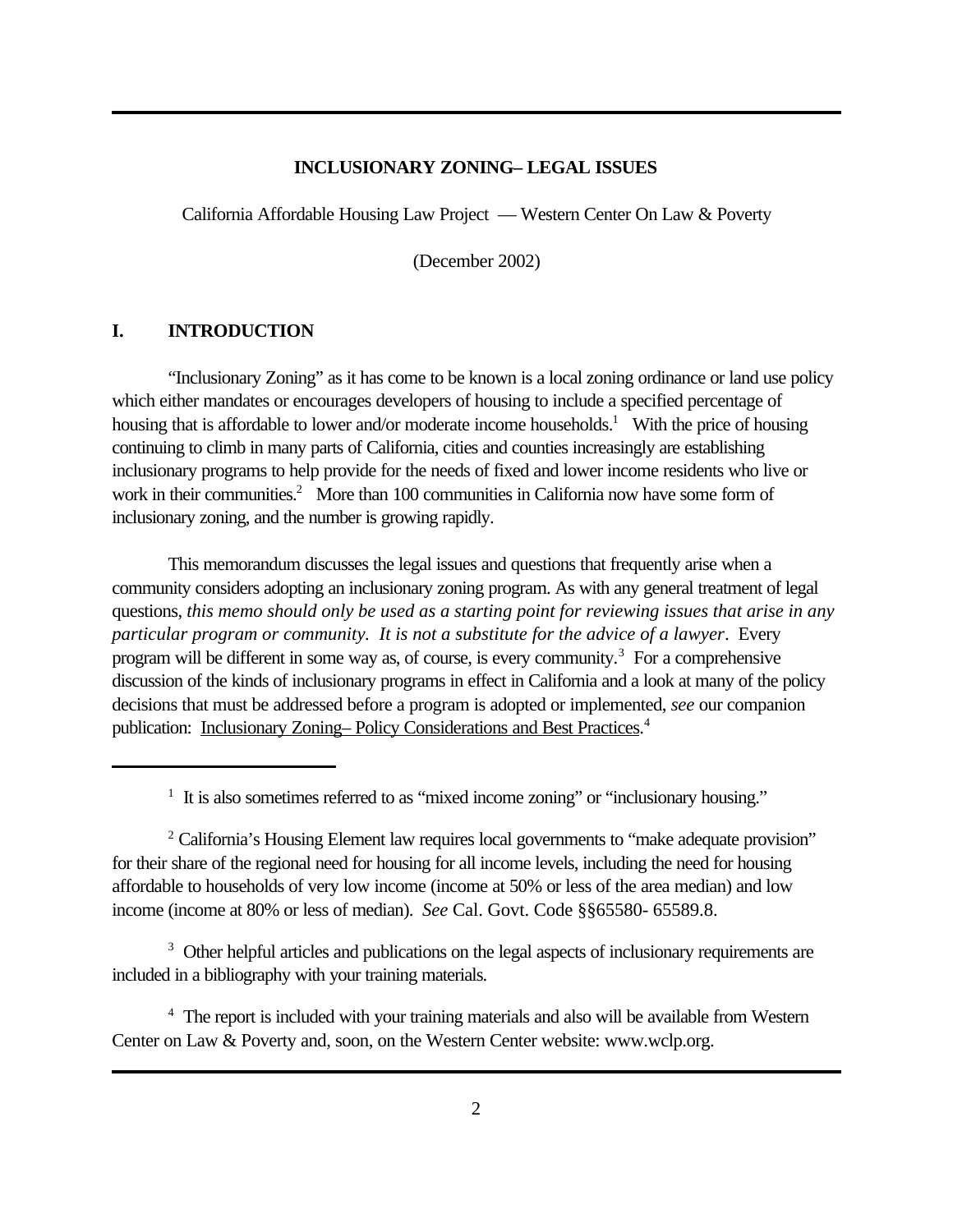**INCLUSIONARY ZONING– LEGAL ISSUES**

California Affordable Housing Law Project — Western Center On Law & Poverty

(December 2002)

## I. INTRODUCTION

"Inclusionary Zoning" as it has come to be known is a local zoning ordinance or land use policy which either mandates or encourages developers of housing to include a specified percentage of housing that is affordable to lower and/or moderate income households.[1] With the price of housing continuing to climb in many parts of California, cities and counties increasingly are establishing inclusionary programs to help provide for the needs of fixed and lower income residents who live or work in their communities.[2] More than 100 communities in California now have some form of inclusionary zoning, and the number is growing rapidly.

This memorandum discusses the legal issues and questions that frequently arise when a community considers adopting an inclusionary zoning program. As with any general treatment of legal questions, *this memo should only be used as a starting point for reviewing issues that arise in any particular program or community. It is not a substitute for the advice of a lawyer*. Every program will be different in some way as, of course, is every community.[3] For a comprehensive discussion of the kinds of inclusionary programs in effect in California and a look at many of the policy decisions that must be addressed before a program is adopted or implemented, *see* our companion publication: Inclusionary Zoning– Policy Considerations and Best Practices.[4]

---

[1] It is also sometimes referred to as "mixed income zoning" or "inclusionary housing."

[2] California's Housing Element law requires local governments to "make adequate provision" for their share of the regional need for housing for all income levels, including the need for housing affordable to households of very low income (income at 50% or less of the area median) and low income (income at 80% or less of median). *See* Cal. Govt. Code §§65580- 65589.8.

[3] Other helpful articles and publications on the legal aspects of inclusionary requirements are included in a bibliography with your training materials.

[4] The report is included with your training materials and also will be available from Western Center on Law & Poverty and, soon, on the Western Center website: www.wclp.org.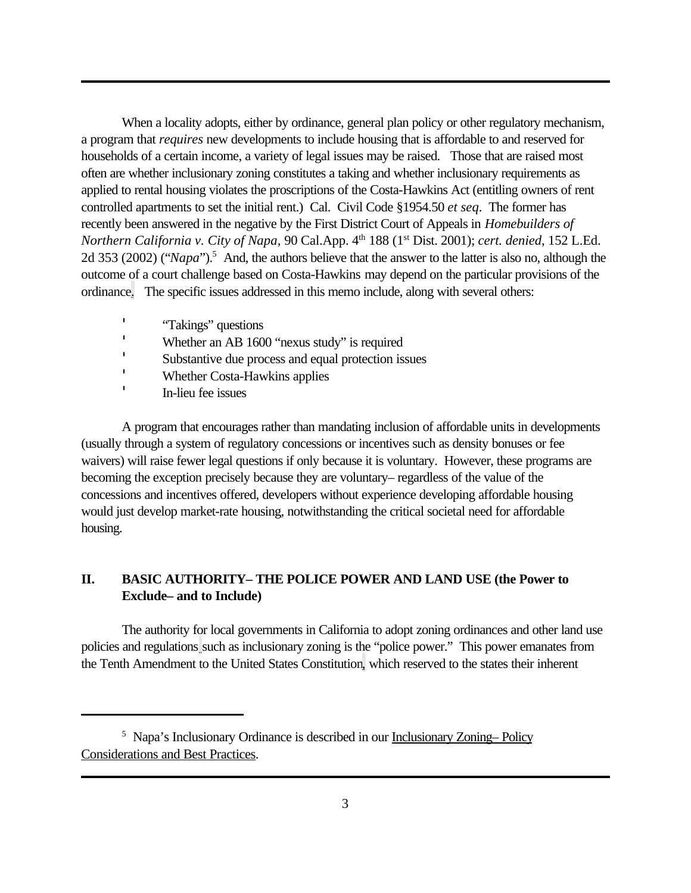When a locality adopts, either by ordinance, general plan policy or other regulatory mechanism, a program that *requires* new developments to include housing that is affordable to and reserved for households of a certain income, a variety of legal issues may be raised. Those that are raised most often are whether inclusionary zoning constitutes a taking and whether inclusionary requirements as applied to rental housing violates the proscriptions of the Costa-Hawkins Act (entitling owners of rent controlled apartments to set the initial rent.) Cal. Civil Code §1954.50 *et seq*. The former has recently been answered in the negative by the First District Court of Appeals in *Homebuilders of Northern California v. City of Napa,* 90 Cal.App. 4th 188 (1st Dist. 2001); *cert. denied*, 152 L.Ed. 2d 353 (2002) ("*Napa*").[5] And, the authors believe that the answer to the latter is also no, although the outcome of a court challenge based on Costa-Hawkins may depend on the particular provisions of the ordinance. The specific issues addressed in this memo include, along with several others:

- "Takings" questions
- Whether an AB 1600 "nexus study" is required
- Substantive due process and equal protection issues
- Whether Costa-Hawkins applies
- In-lieu fee issues

A program that encourages rather than mandating inclusion of affordable units in developments (usually through a system of regulatory concessions or incentives such as density bonuses or fee waivers) will raise fewer legal questions if only because it is voluntary. However, these programs are becoming the exception precisely because they are voluntary– regardless of the value of the concessions and incentives offered, developers without experience developing affordable housing would just develop market-rate housing, notwithstanding the critical societal need for affordable housing.

## II. BASIC AUTHORITY– THE POLICE POWER AND LAND USE (the Power to Exclude– and to Include)

The authority for local governments in California to adopt zoning ordinances and other land use policies and regulations such as inclusionary zoning is the "police power." This power emanates from the Tenth Amendment to the United States Constitution, which reserved to the states their inherent

---

[5] Napa's Inclusionary Ordinance is described in our Inclusionary Zoning– Policy Considerations and Best Practices.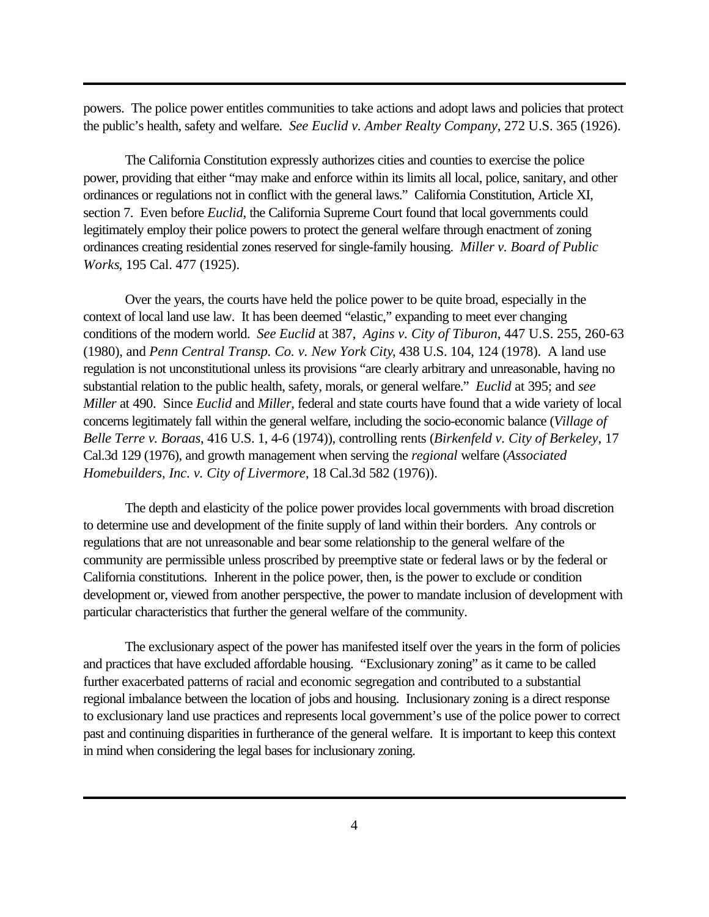powers. The police power entitles communities to take actions and adopt laws and policies that protect the public's health, safety and welfare. *See Euclid v. Amber Realty Company*, 272 U.S. 365 (1926).

The California Constitution expressly authorizes cities and counties to exercise the police power, providing that either "may make and enforce within its limits all local, police, sanitary, and other ordinances or regulations not in conflict with the general laws." California Constitution, Article XI, section 7. Even before *Euclid*, the California Supreme Court found that local governments could legitimately employ their police powers to protect the general welfare through enactment of zoning ordinances creating residential zones reserved for single-family housing. *Miller v. Board of Public Works*, 195 Cal. 477 (1925).

Over the years, the courts have held the police power to be quite broad, especially in the context of local land use law. It has been deemed "elastic," expanding to meet ever changing conditions of the modern world. *See Euclid* at 387, *Agins v. City of Tiburon*, 447 U.S. 255, 260-63 (1980), and *Penn Central Transp. Co. v. New York City*, 438 U.S. 104, 124 (1978). A land use regulation is not unconstitutional unless its provisions "are clearly arbitrary and unreasonable, having no substantial relation to the public health, safety, morals, or general welfare." *Euclid* at 395; and *see Miller* at 490. Since *Euclid* and *Miller*, federal and state courts have found that a wide variety of local concerns legitimately fall within the general welfare, including the socio-economic balance (*Village of Belle Terre v. Boraas*, 416 U.S. 1, 4-6 (1974)), controlling rents (*Birkenfeld v. City of Berkeley*, 17 Cal.3d 129 (1976), and growth management when serving the *regional* welfare (*Associated Homebuilders, Inc. v. City of Livermore*, 18 Cal.3d 582 (1976)).

The depth and elasticity of the police power provides local governments with broad discretion to determine use and development of the finite supply of land within their borders. Any controls or regulations that are not unreasonable and bear some relationship to the general welfare of the community are permissible unless proscribed by preemptive state or federal laws or by the federal or California constitutions. Inherent in the police power, then, is the power to exclude or condition development or, viewed from another perspective, the power to mandate inclusion of development with particular characteristics that further the general welfare of the community.

The exclusionary aspect of the power has manifested itself over the years in the form of policies and practices that have excluded affordable housing. "Exclusionary zoning" as it came to be called further exacerbated patterns of racial and economic segregation and contributed to a substantial regional imbalance between the location of jobs and housing. Inclusionary zoning is a direct response to exclusionary land use practices and represents local government's use of the police power to correct past and continuing disparities in furtherance of the general welfare. It is important to keep this context in mind when considering the legal bases for inclusionary zoning.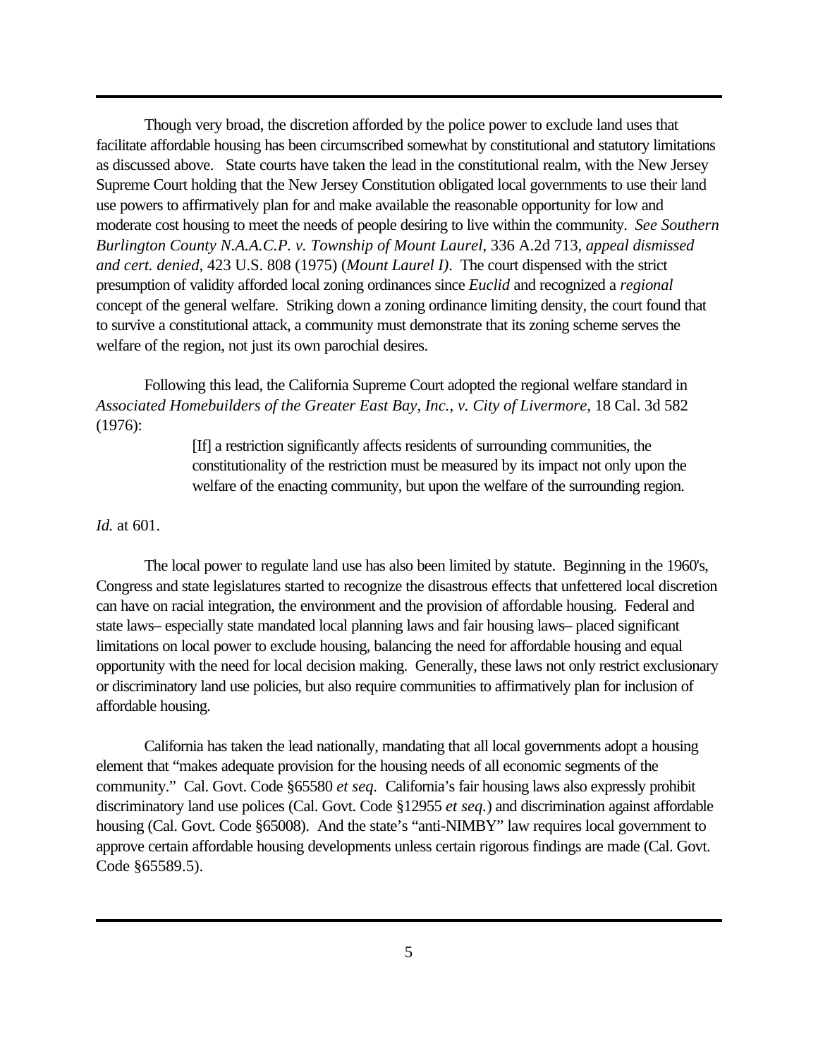Though very broad, the discretion afforded by the police power to exclude land uses that facilitate affordable housing has been circumscribed somewhat by constitutional and statutory limitations as discussed above. State courts have taken the lead in the constitutional realm, with the New Jersey Supreme Court holding that the New Jersey Constitution obligated local governments to use their land use powers to affirmatively plan for and make available the reasonable opportunity for low and moderate cost housing to meet the needs of people desiring to live within the community. *See Southern Burlington County N.A.A.C.P. v. Township of Mount Laurel*, 336 A.2d 713, *appeal dismissed and cert. denied*, 423 U.S. 808 (1975) (*Mount Laurel I)*. The court dispensed with the strict presumption of validity afforded local zoning ordinances since *Euclid* and recognized a *regional* concept of the general welfare. Striking down a zoning ordinance limiting density, the court found that to survive a constitutional attack, a community must demonstrate that its zoning scheme serves the welfare of the region, not just its own parochial desires.

Following this lead, the California Supreme Court adopted the regional welfare standard in *Associated Homebuilders of the Greater East Bay, Inc., v. City of Livermore*, 18 Cal. 3d 582 (1976):

> [If] a restriction significantly affects residents of surrounding communities, the constitutionality of the restriction must be measured by its impact not only upon the welfare of the enacting community, but upon the welfare of the surrounding region.

*Id.* at 601.

The local power to regulate land use has also been limited by statute. Beginning in the 1960's, Congress and state legislatures started to recognize the disastrous effects that unfettered local discretion can have on racial integration, the environment and the provision of affordable housing. Federal and state laws– especially state mandated local planning laws and fair housing laws– placed significant limitations on local power to exclude housing, balancing the need for affordable housing and equal opportunity with the need for local decision making. Generally, these laws not only restrict exclusionary or discriminatory land use policies, but also require communities to affirmatively plan for inclusion of affordable housing.

California has taken the lead nationally, mandating that all local governments adopt a housing element that "makes adequate provision for the housing needs of all economic segments of the community." Cal. Govt. Code §65580 *et seq*. California's fair housing laws also expressly prohibit discriminatory land use polices (Cal. Govt. Code §12955 *et seq.*) and discrimination against affordable housing (Cal. Govt. Code §65008). And the state's "anti-NIMBY" law requires local government to approve certain affordable housing developments unless certain rigorous findings are made (Cal. Govt. Code §65589.5).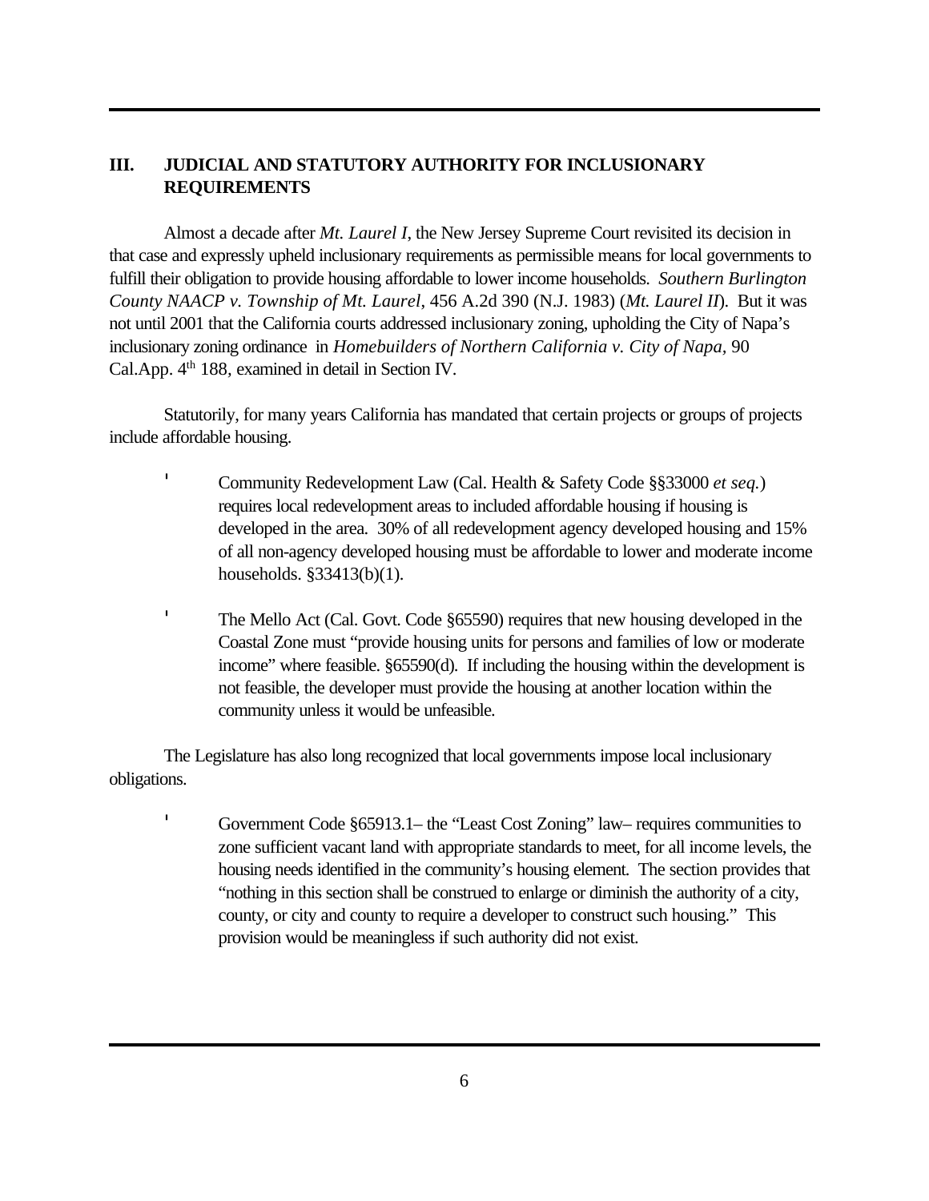## III. JUDICIAL AND STATUTORY AUTHORITY FOR INCLUSIONARY REQUIREMENTS

Almost a decade after *Mt. Laurel I*, the New Jersey Supreme Court revisited its decision in that case and expressly upheld inclusionary requirements as permissible means for local governments to fulfill their obligation to provide housing affordable to lower income households. *Southern Burlington County NAACP v. Township of Mt. Laurel*, 456 A.2d 390 (N.J. 1983) (*Mt. Laurel II*). But it was not until 2001 that the California courts addressed inclusionary zoning, upholding the City of Napa's inclusionary zoning ordinance in *Homebuilders of Northern California v. City of Napa*, 90 Cal.App. 4th 188, examined in detail in Section IV.

Statutorily, for many years California has mandated that certain projects or groups of projects include affordable housing.

- Community Redevelopment Law (Cal. Health & Safety Code §§33000 *et seq.*) requires local redevelopment areas to included affordable housing if housing is developed in the area. 30% of all redevelopment agency developed housing and 15% of all non-agency developed housing must be affordable to lower and moderate income households. §33413(b)(1).

- The Mello Act (Cal. Govt. Code §65590) requires that new housing developed in the Coastal Zone must "provide housing units for persons and families of low or moderate income" where feasible. §65590(d). If including the housing within the development is not feasible, the developer must provide the housing at another location within the community unless it would be unfeasible.

The Legislature has also long recognized that local governments impose local inclusionary obligations.

- Government Code §65913.1– the "Least Cost Zoning" law– requires communities to zone sufficient vacant land with appropriate standards to meet, for all income levels, the housing needs identified in the community's housing element. The section provides that "nothing in this section shall be construed to enlarge or diminish the authority of a city, county, or city and county to require a developer to construct such housing." This provision would be meaningless if such authority did not exist.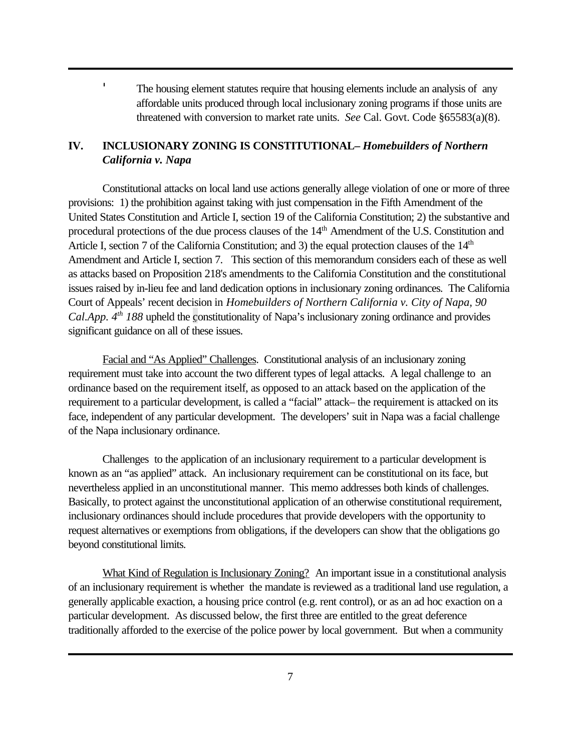' The housing element statutes require that housing elements include an analysis of any affordable units produced through local inclusionary zoning programs if those units are threatened with conversion to market rate units. *See* Cal. Govt. Code §65583(a)(8).

## IV. INCLUSIONARY ZONING IS CONSTITUTIONAL– *Homebuilders of Northern California v. Napa*

Constitutional attacks on local land use actions generally allege violation of one or more of three provisions: 1) the prohibition against taking with just compensation in the Fifth Amendment of the United States Constitution and Article I, section 19 of the California Constitution; 2) the substantive and procedural protections of the due process clauses of the 14th Amendment of the U.S. Constitution and Article I, section 7 of the California Constitution; and 3) the equal protection clauses of the 14th Amendment and Article I, section 7. This section of this memorandum considers each of these as well as attacks based on Proposition 218's amendments to the California Constitution and the constitutional issues raised by in-lieu fee and land dedication options in inclusionary zoning ordinances. The California Court of Appeals' recent decision in *Homebuilders of Northern California v. City of Napa, 90 Cal.App. 4th 188* upheld the constitutionality of Napa's inclusionary zoning ordinance and provides significant guidance on all of these issues.

Facial and "As Applied" Challenges. Constitutional analysis of an inclusionary zoning requirement must take into account the two different types of legal attacks. A legal challenge to an ordinance based on the requirement itself, as opposed to an attack based on the application of the requirement to a particular development, is called a "facial" attack– the requirement is attacked on its face, independent of any particular development. The developers' suit in Napa was a facial challenge of the Napa inclusionary ordinance.

Challenges to the application of an inclusionary requirement to a particular development is known as an "as applied" attack. An inclusionary requirement can be constitutional on its face, but nevertheless applied in an unconstitutional manner. This memo addresses both kinds of challenges. Basically, to protect against the unconstitutional application of an otherwise constitutional requirement, inclusionary ordinances should include procedures that provide developers with the opportunity to request alternatives or exemptions from obligations, if the developers can show that the obligations go beyond constitutional limits.

What Kind of Regulation is Inclusionary Zoning? An important issue in a constitutional analysis of an inclusionary requirement is whether the mandate is reviewed as a traditional land use regulation, a generally applicable exaction, a housing price control (e.g. rent control), or as an ad hoc exaction on a particular development. As discussed below, the first three are entitled to the great deference traditionally afforded to the exercise of the police power by local government. But when a community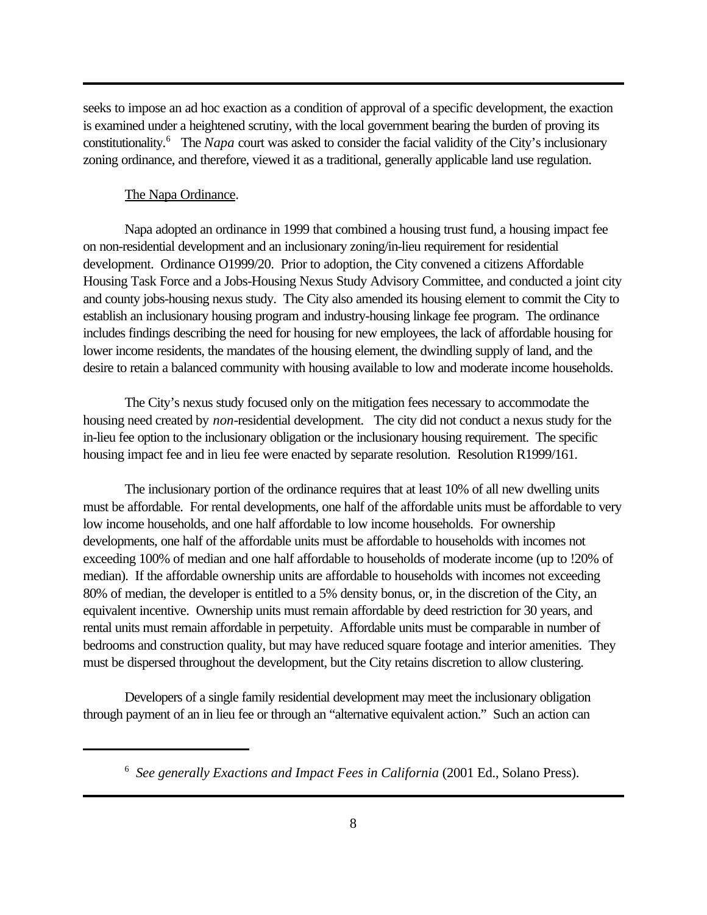seeks to impose an ad hoc exaction as a condition of approval of a specific development, the exaction is examined under a heightened scrutiny, with the local government bearing the burden of proving its constitutionality.[6] The *Napa* court was asked to consider the facial validity of the City's inclusionary zoning ordinance, and therefore, viewed it as a traditional, generally applicable land use regulation.

<u>The Napa Ordinance</u>.

Napa adopted an ordinance in 1999 that combined a housing trust fund, a housing impact fee on non-residential development and an inclusionary zoning/in-lieu requirement for residential development. Ordinance O1999/20. Prior to adoption, the City convened a citizens Affordable Housing Task Force and a Jobs-Housing Nexus Study Advisory Committee, and conducted a joint city and county jobs-housing nexus study. The City also amended its housing element to commit the City to establish an inclusionary housing program and industry-housing linkage fee program. The ordinance includes findings describing the need for housing for new employees, the lack of affordable housing for lower income residents, the mandates of the housing element, the dwindling supply of land, and the desire to retain a balanced community with housing available to low and moderate income households.

The City's nexus study focused only on the mitigation fees necessary to accommodate the housing need created by *non*-residential development. The city did not conduct a nexus study for the in-lieu fee option to the inclusionary obligation or the inclusionary housing requirement. The specific housing impact fee and in lieu fee were enacted by separate resolution. Resolution R1999/161.

The inclusionary portion of the ordinance requires that at least 10% of all new dwelling units must be affordable. For rental developments, one half of the affordable units must be affordable to very low income households, and one half affordable to low income households. For ownership developments, one half of the affordable units must be affordable to households with incomes not exceeding 100% of median and one half affordable to households of moderate income (up to !20% of median). If the affordable ownership units are affordable to households with incomes not exceeding 80% of median, the developer is entitled to a 5% density bonus, or, in the discretion of the City, an equivalent incentive. Ownership units must remain affordable by deed restriction for 30 years, and rental units must remain affordable in perpetuity. Affordable units must be comparable in number of bedrooms and construction quality, but may have reduced square footage and interior amenities. They must be dispersed throughout the development, but the City retains discretion to allow clustering.

Developers of a single family residential development may meet the inclusionary obligation through payment of an in lieu fee or through an "alternative equivalent action." Such an action can

---

[6] *See generally Exactions and Impact Fees in California* (2001 Ed., Solano Press).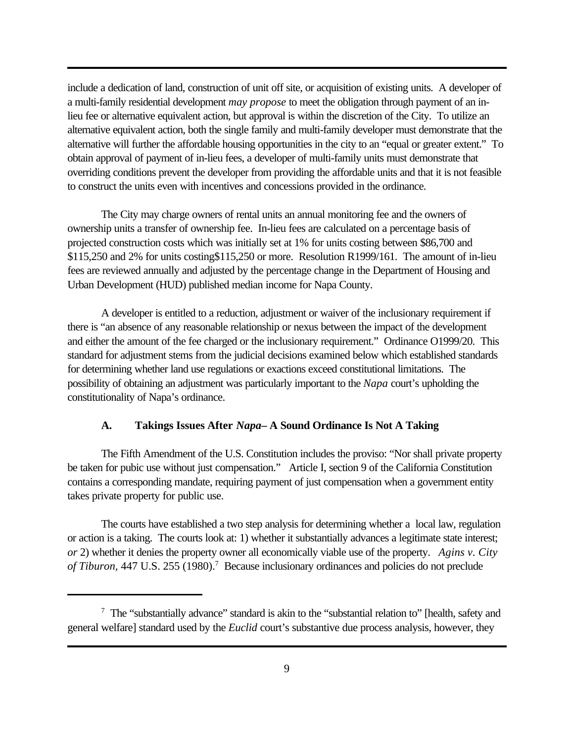include a dedication of land, construction of unit off site, or acquisition of existing units. A developer of a multi-family residential development *may propose* to meet the obligation through payment of an in-lieu fee or alternative equivalent action, but approval is within the discretion of the City. To utilize an alternative equivalent action, both the single family and multi-family developer must demonstrate that the alternative will further the affordable housing opportunities in the city to an "equal or greater extent." To obtain approval of payment of in-lieu fees, a developer of multi-family units must demonstrate that overriding conditions prevent the developer from providing the affordable units and that it is not feasible to construct the units even with incentives and concessions provided in the ordinance.

The City may charge owners of rental units an annual monitoring fee and the owners of ownership units a transfer of ownership fee. In-lieu fees are calculated on a percentage basis of projected construction costs which was initially set at 1% for units costing between $86,700 and $115,250 and 2% for units costing$115,250 or more. Resolution R1999/161. The amount of in-lieu fees are reviewed annually and adjusted by the percentage change in the Department of Housing and Urban Development (HUD) published median income for Napa County.

A developer is entitled to a reduction, adjustment or waiver of the inclusionary requirement if there is "an absence of any reasonable relationship or nexus between the impact of the development and either the amount of the fee charged or the inclusionary requirement." Ordinance O1999/20. This standard for adjustment stems from the judicial decisions examined below which established standards for determining whether land use regulations or exactions exceed constitutional limitations. The possibility of obtaining an adjustment was particularly important to the *Napa* court's upholding the constitutionality of Napa's ordinance.

### A. Takings Issues After *Napa*– A Sound Ordinance Is Not A Taking

The Fifth Amendment of the U.S. Constitution includes the proviso: "Nor shall private property be taken for pubic use without just compensation." Article I, section 9 of the California Constitution contains a corresponding mandate, requiring payment of just compensation when a government entity takes private property for public use.

The courts have established a two step analysis for determining whether a local law, regulation or action is a taking. The courts look at: 1) whether it substantially advances a legitimate state interest; *or* 2) whether it denies the property owner all economically viable use of the property. *Agins v. City of Tiburon*, 447 U.S. 255 (1980).[7] Because inclusionary ordinances and policies do not preclude

[7] The "substantially advance" standard is akin to the "substantial relation to" [health, safety and general welfare] standard used by the *Euclid* court's substantive due process analysis, however, they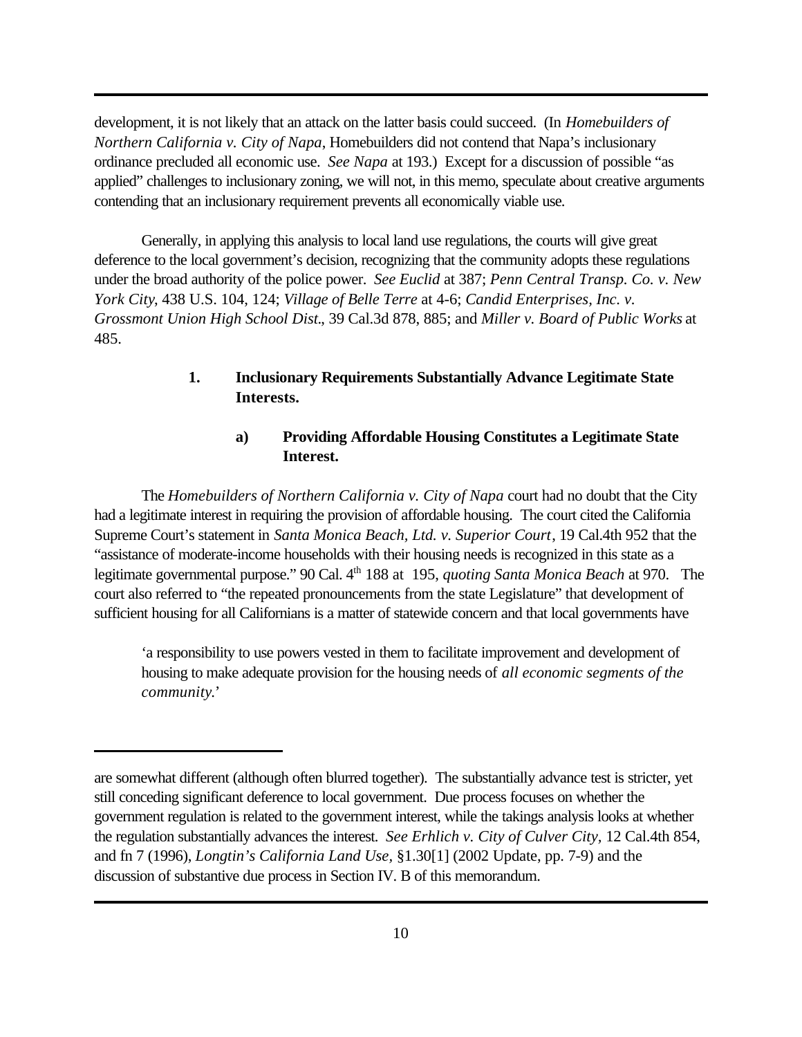development, it is not likely that an attack on the latter basis could succeed. (In *Homebuilders of Northern California v. City of Napa*, Homebuilders did not contend that Napa's inclusionary ordinance precluded all economic use. *See Napa* at 193.) Except for a discussion of possible "as applied" challenges to inclusionary zoning, we will not, in this memo, speculate about creative arguments contending that an inclusionary requirement prevents all economically viable use.

Generally, in applying this analysis to local land use regulations, the courts will give great deference to the local government's decision, recognizing that the community adopts these regulations under the broad authority of the police power. *See Euclid* at 387; *Penn Central Transp. Co. v. New York City*, 438 U.S. 104, 124; *Village of Belle Terre* at 4-6; *Candid Enterprises, Inc. v. Grossmont Union High School Dist.*, 39 Cal.3d 878, 885; and *Miller v. Board of Public Works* at 485.

### 1. Inclusionary Requirements Substantially Advance Legitimate State Interests.

#### a) Providing Affordable Housing Constitutes a Legitimate State Interest.

The *Homebuilders of Northern California v. City of Napa* court had no doubt that the City had a legitimate interest in requiring the provision of affordable housing. The court cited the California Supreme Court's statement in *Santa Monica Beach, Ltd. v. Superior Court*, 19 Cal.4th 952 that the "assistance of moderate-income households with their housing needs is recognized in this state as a legitimate governmental purpose." 90 Cal. 4th 188 at 195, *quoting Santa Monica Beach* at 970. The court also referred to "the repeated pronouncements from the state Legislature" that development of sufficient housing for all Californians is a matter of statewide concern and that local governments have

> 'a responsibility to use powers vested in them to facilitate improvement and development of housing to make adequate provision for the housing needs of *all economic segments of the community.*'

---

are somewhat different (although often blurred together). The substantially advance test is stricter, yet still conceding significant deference to local government. Due process focuses on whether the government regulation is related to the government interest, while the takings analysis looks at whether the regulation substantially advances the interest. *See Erhlich v. City of Culver City*, 12 Cal.4th 854, and fn 7 (1996), *Longtin's California Land Use*, §1.30[1] (2002 Update, pp. 7-9) and the discussion of substantive due process in Section IV. B of this memorandum.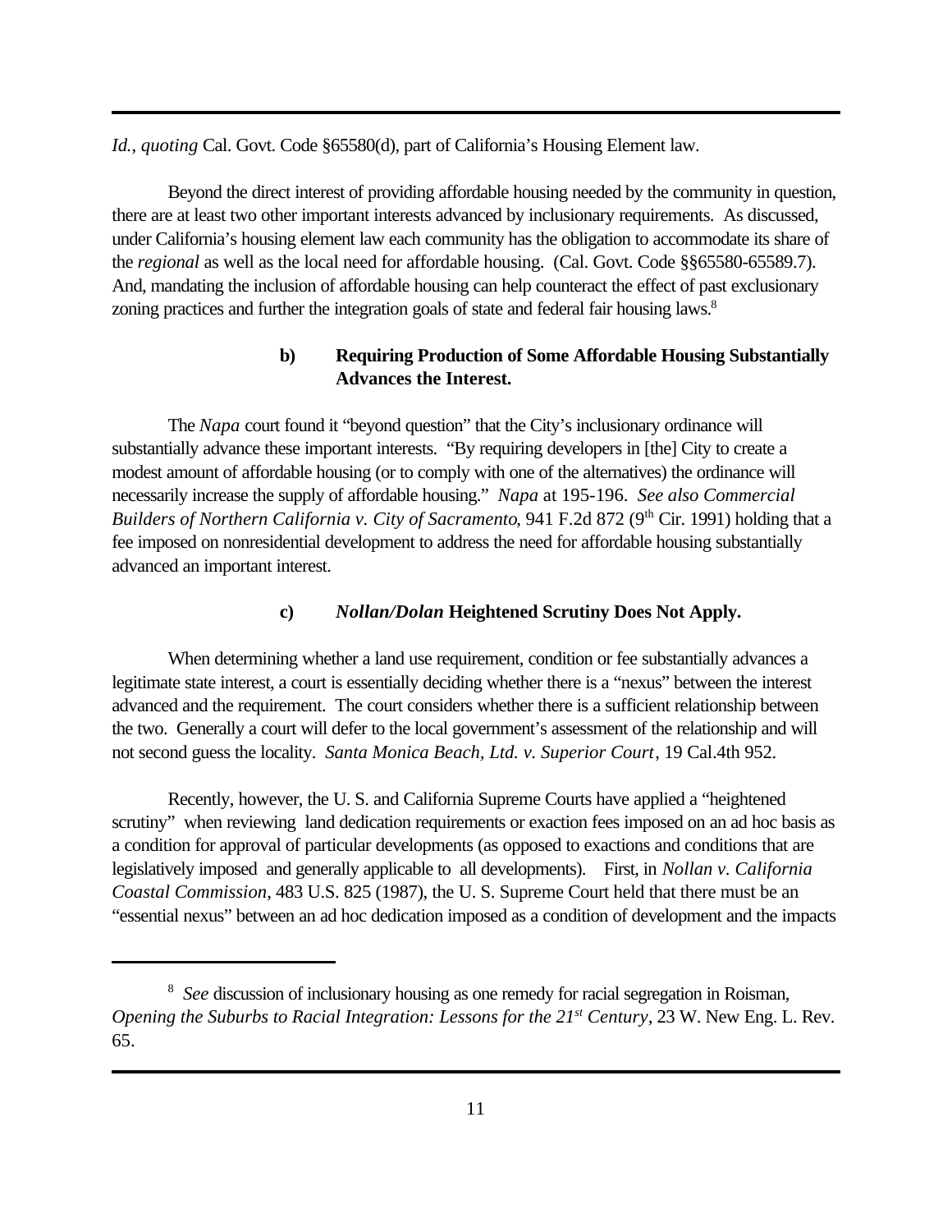*Id.*, *quoting* Cal. Govt. Code §65580(d), part of California's Housing Element law.

Beyond the direct interest of providing affordable housing needed by the community in question, there are at least two other important interests advanced by inclusionary requirements. As discussed, under California's housing element law each community has the obligation to accommodate its share of the *regional* as well as the local need for affordable housing. (Cal. Govt. Code §§65580-65589.7). And, mandating the inclusion of affordable housing can help counteract the effect of past exclusionary zoning practices and further the integration goals of state and federal fair housing laws.[8]

#### b) Requiring Production of Some Affordable Housing Substantially Advances the Interest.

The *Napa* court found it "beyond question" that the City's inclusionary ordinance will substantially advance these important interests. "By requiring developers in [the] City to create a modest amount of affordable housing (or to comply with one of the alternatives) the ordinance will necessarily increase the supply of affordable housing." *Napa* at 195-196. *See also Commercial Builders of Northern California v. City of Sacramento*, 941 F.2d 872 (9th Cir. 1991) holding that a fee imposed on nonresidential development to address the need for affordable housing substantially advanced an important interest.

#### c) *Nollan/Dolan* Heightened Scrutiny Does Not Apply.

When determining whether a land use requirement, condition or fee substantially advances a legitimate state interest, a court is essentially deciding whether there is a "nexus" between the interest advanced and the requirement. The court considers whether there is a sufficient relationship between the two. Generally a court will defer to the local government's assessment of the relationship and will not second guess the locality. *Santa Monica Beach, Ltd. v. Superior Court*, 19 Cal.4th 952.

Recently, however, the U. S. and California Supreme Courts have applied a "heightened scrutiny" when reviewing land dedication requirements or exaction fees imposed on an ad hoc basis as a condition for approval of particular developments (as opposed to exactions and conditions that are legislatively imposed and generally applicable to all developments). First, in *Nollan v. California Coastal Commission*, 483 U.S. 825 (1987), the U. S. Supreme Court held that there must be an "essential nexus" between an ad hoc dedication imposed as a condition of development and the impacts

---

[8] *See* discussion of inclusionary housing as one remedy for racial segregation in Roisman, *Opening the Suburbs to Racial Integration: Lessons for the 21st Century*, 23 W. New Eng. L. Rev. 65.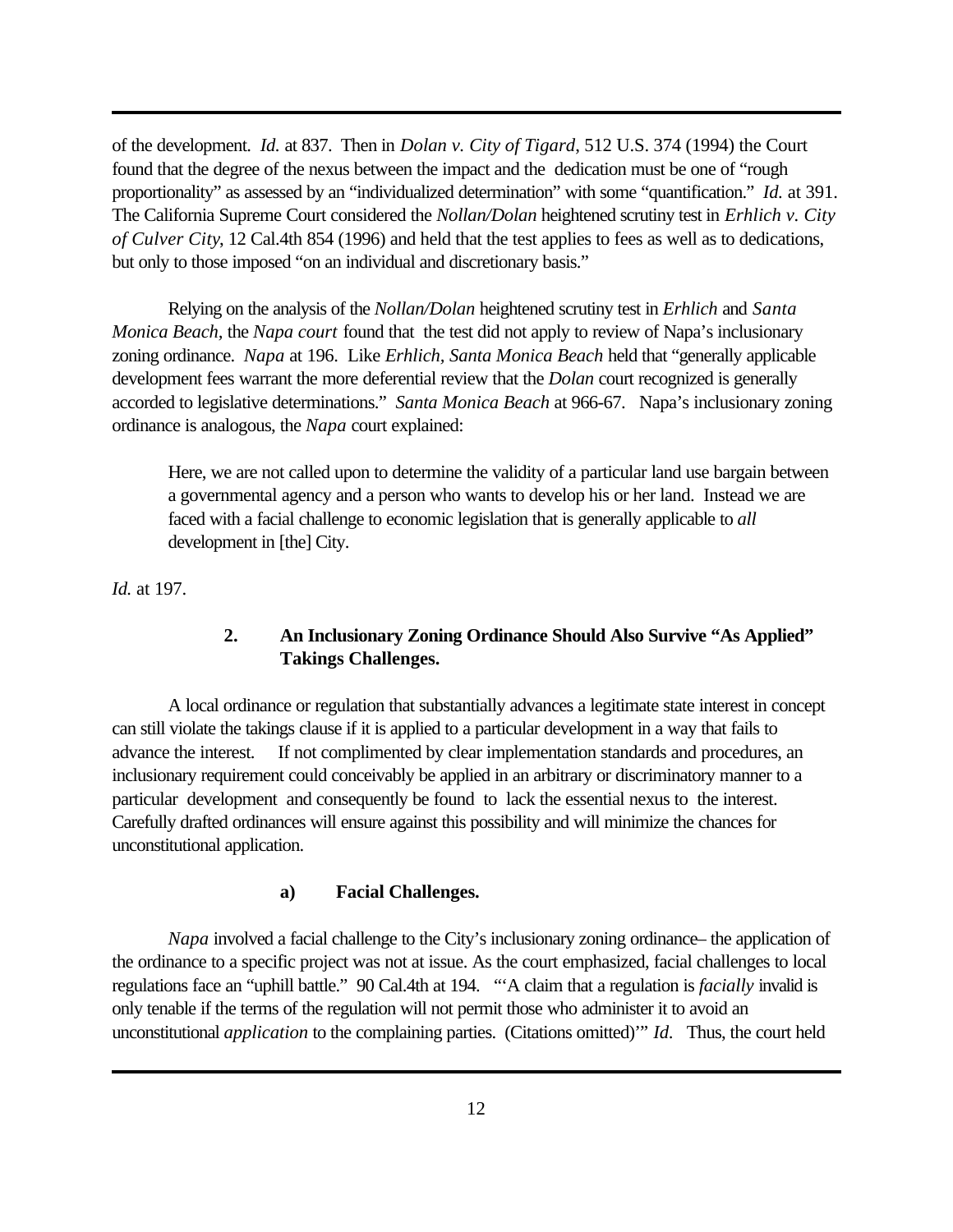of the development. *Id.* at 837. Then in *Dolan v. City of Tigard*, 512 U.S. 374 (1994) the Court found that the degree of the nexus between the impact and the dedication must be one of "rough proportionality" as assessed by an "individualized determination" with some "quantification." *Id.* at 391. The California Supreme Court considered the *Nollan/Dolan* heightened scrutiny test in *Erhlich v. City of Culver City*, 12 Cal.4th 854 (1996) and held that the test applies to fees as well as to dedications, but only to those imposed "on an individual and discretionary basis."

Relying on the analysis of the *Nollan/Dolan* heightened scrutiny test in *Erhlich* and *Santa Monica Beach*, the *Napa court* found that the test did not apply to review of Napa's inclusionary zoning ordinance. *Napa* at 196. Like *Erhlich*, *Santa Monica Beach* held that "generally applicable development fees warrant the more deferential review that the *Dolan* court recognized is generally accorded to legislative determinations." *Santa Monica Beach* at 966-67. Napa's inclusionary zoning ordinance is analogous, the *Napa* court explained:

> Here, we are not called upon to determine the validity of a particular land use bargain between a governmental agency and a person who wants to develop his or her land. Instead we are faced with a facial challenge to economic legislation that is generally applicable to *all* development in [the] City.

*Id.* at 197.

### 2. An Inclusionary Zoning Ordinance Should Also Survive "As Applied" Takings Challenges.

A local ordinance or regulation that substantially advances a legitimate state interest in concept can still violate the takings clause if it is applied to a particular development in a way that fails to advance the interest. If not complimented by clear implementation standards and procedures, an inclusionary requirement could conceivably be applied in an arbitrary or discriminatory manner to a particular development and consequently be found to lack the essential nexus to the interest. Carefully drafted ordinances will ensure against this possibility and will minimize the chances for unconstitutional application.

#### a) Facial Challenges.

*Napa* involved a facial challenge to the City's inclusionary zoning ordinance– the application of the ordinance to a specific project was not at issue. As the court emphasized, facial challenges to local regulations face an "uphill battle." 90 Cal.4th at 194. "'A claim that a regulation is *facially* invalid is only tenable if the terms of the regulation will not permit those who administer it to avoid an unconstitutional *application* to the complaining parties. (Citations omitted)'" *Id*. Thus, the court held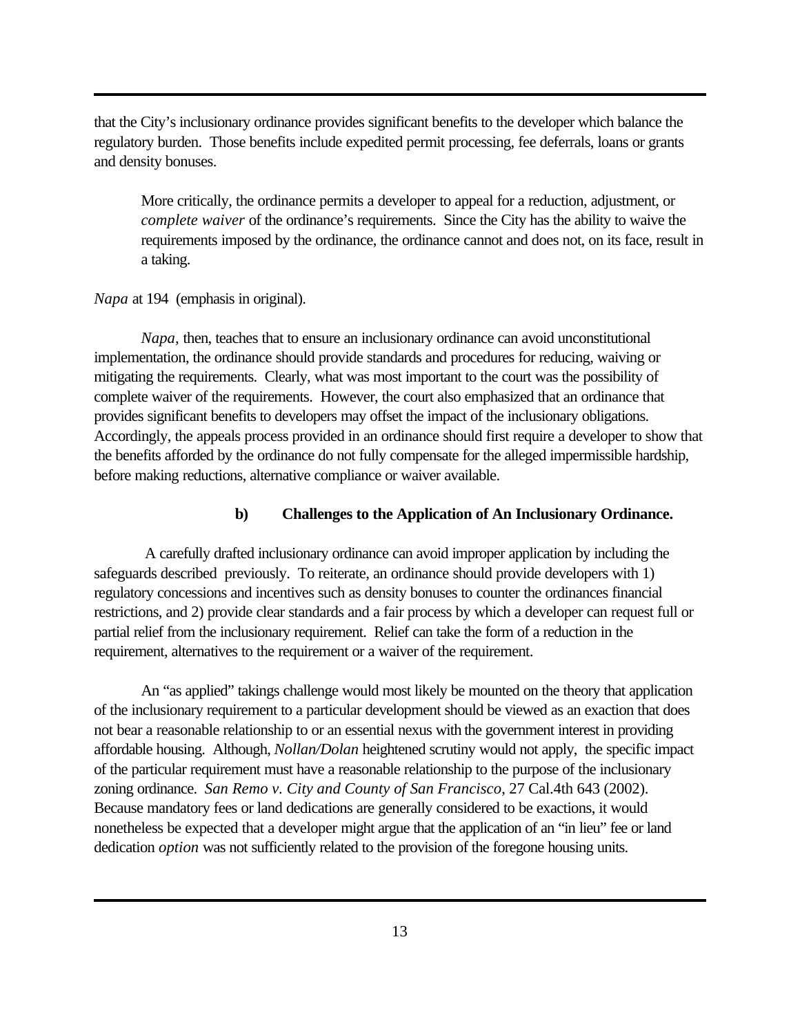that the City's inclusionary ordinance provides significant benefits to the developer which balance the regulatory burden. Those benefits include expedited permit processing, fee deferrals, loans or grants and density bonuses.

> More critically, the ordinance permits a developer to appeal for a reduction, adjustment, or *complete waiver* of the ordinance's requirements. Since the City has the ability to waive the requirements imposed by the ordinance, the ordinance cannot and does not, on its face, result in a taking.

*Napa* at 194 (emphasis in original).

*Napa*, then, teaches that to ensure an inclusionary ordinance can avoid unconstitutional implementation, the ordinance should provide standards and procedures for reducing, waiving or mitigating the requirements. Clearly, what was most important to the court was the possibility of complete waiver of the requirements. However, the court also emphasized that an ordinance that provides significant benefits to developers may offset the impact of the inclusionary obligations. Accordingly, the appeals process provided in an ordinance should first require a developer to show that the benefits afforded by the ordinance do not fully compensate for the alleged impermissible hardship, before making reductions, alternative compliance or waiver available.

#### b) Challenges to the Application of An Inclusionary Ordinance.

A carefully drafted inclusionary ordinance can avoid improper application by including the safeguards described previously. To reiterate, an ordinance should provide developers with 1) regulatory concessions and incentives such as density bonuses to counter the ordinances financial restrictions, and 2) provide clear standards and a fair process by which a developer can request full or partial relief from the inclusionary requirement. Relief can take the form of a reduction in the requirement, alternatives to the requirement or a waiver of the requirement.

An "as applied" takings challenge would most likely be mounted on the theory that application of the inclusionary requirement to a particular development should be viewed as an exaction that does not bear a reasonable relationship to or an essential nexus with the government interest in providing affordable housing. Although, *Nollan/Dolan* heightened scrutiny would not apply, the specific impact of the particular requirement must have a reasonable relationship to the purpose of the inclusionary zoning ordinance. *San Remo v. City and County of San Francisco*, 27 Cal.4th 643 (2002). Because mandatory fees or land dedications are generally considered to be exactions, it would nonetheless be expected that a developer might argue that the application of an "in lieu" fee or land dedication *option* was not sufficiently related to the provision of the foregone housing units.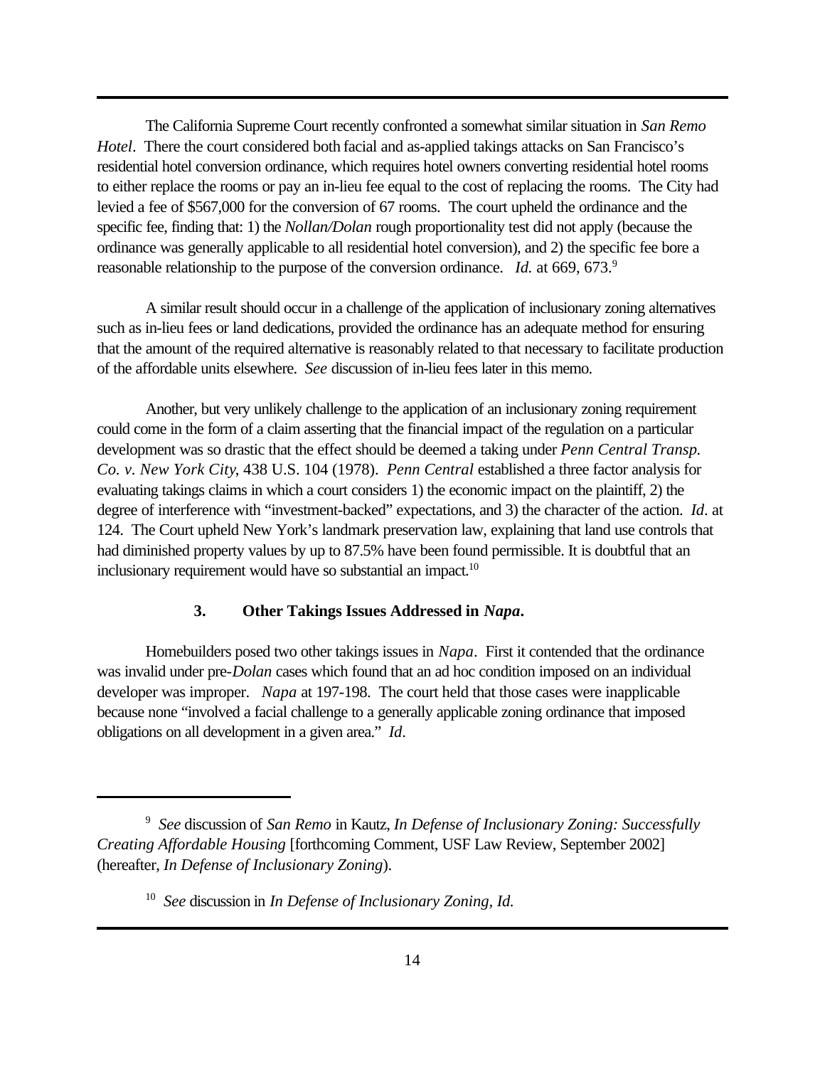The California Supreme Court recently confronted a somewhat similar situation in *San Remo Hotel*. There the court considered both facial and as-applied takings attacks on San Francisco's residential hotel conversion ordinance, which requires hotel owners converting residential hotel rooms to either replace the rooms or pay an in-lieu fee equal to the cost of replacing the rooms. The City had levied a fee of $567,000 for the conversion of 67 rooms. The court upheld the ordinance and the specific fee, finding that: 1) the *Nollan/Dolan* rough proportionality test did not apply (because the ordinance was generally applicable to all residential hotel conversion), and 2) the specific fee bore a reasonable relationship to the purpose of the conversion ordinance. *Id.* at 669, 673.[9]

A similar result should occur in a challenge of the application of inclusionary zoning alternatives such as in-lieu fees or land dedications, provided the ordinance has an adequate method for ensuring that the amount of the required alternative is reasonably related to that necessary to facilitate production of the affordable units elsewhere. *See* discussion of in-lieu fees later in this memo.

Another, but very unlikely challenge to the application of an inclusionary zoning requirement could come in the form of a claim asserting that the financial impact of the regulation on a particular development was so drastic that the effect should be deemed a taking under *Penn Central Transp. Co. v. New York City*, 438 U.S. 104 (1978). *Penn Central* established a three factor analysis for evaluating takings claims in which a court considers 1) the economic impact on the plaintiff, 2) the degree of interference with "investment-backed" expectations, and 3) the character of the action. *Id*. at 124. The Court upheld New York's landmark preservation law, explaining that land use controls that had diminished property values by up to 87.5% have been found permissible. It is doubtful that an inclusionary requirement would have so substantial an impact.[10]

### 3. Other Takings Issues Addressed in *Napa*.

Homebuilders posed two other takings issues in *Napa*. First it contended that the ordinance was invalid under pre-*Dolan* cases which found that an ad hoc condition imposed on an individual developer was improper. *Napa* at 197-198. The court held that those cases were inapplicable because none "involved a facial challenge to a generally applicable zoning ordinance that imposed obligations on all development in a given area." *Id*.

---

[9] *See* discussion of *San Remo* in Kautz, *In Defense of Inclusionary Zoning: Successfully Creating Affordable Housing* [forthcoming Comment, USF Law Review, September 2002] (hereafter, *In Defense of Inclusionary Zoning*).

[10] *See* discussion in *In Defense of Inclusionary Zoning, Id.*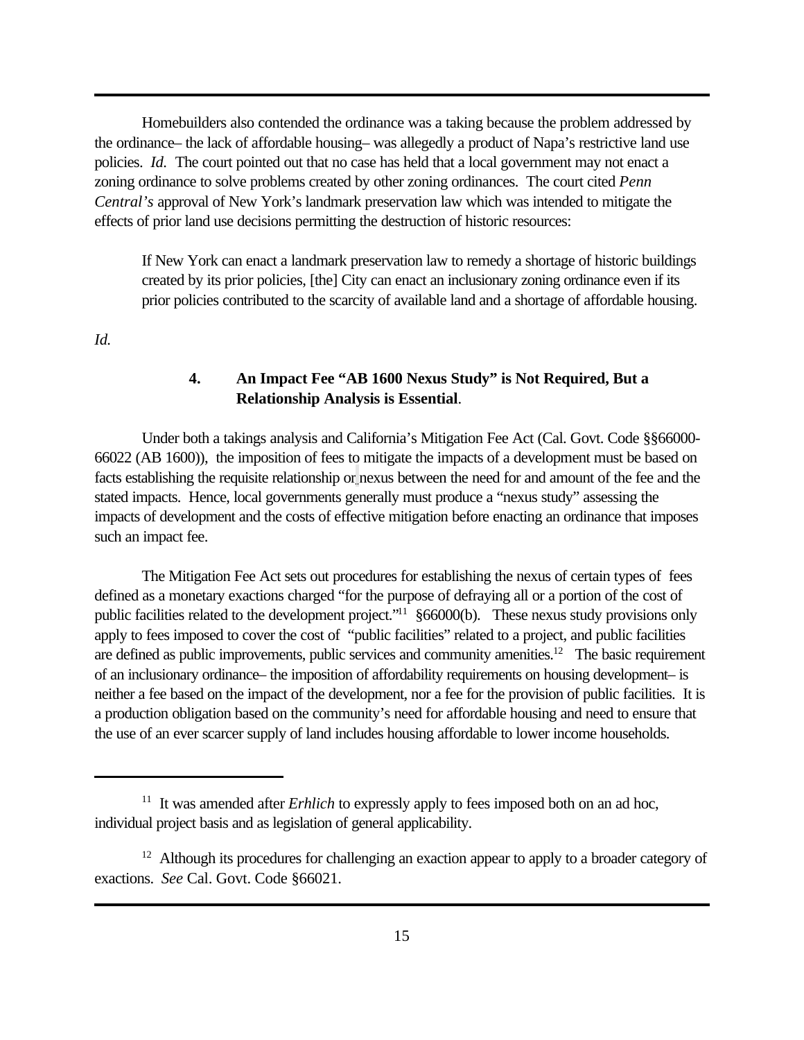Homebuilders also contended the ordinance was a taking because the problem addressed by the ordinance– the lack of affordable housing– was allegedly a product of Napa's restrictive land use policies. *Id.* The court pointed out that no case has held that a local government may not enact a zoning ordinance to solve problems created by other zoning ordinances. The court cited *Penn Central's* approval of New York's landmark preservation law which was intended to mitigate the effects of prior land use decisions permitting the destruction of historic resources:

> If New York can enact a landmark preservation law to remedy a shortage of historic buildings created by its prior policies, [the] City can enact an inclusionary zoning ordinance even if its prior policies contributed to the scarcity of available land and a shortage of affordable housing.

*Id.*

### 4. An Impact Fee "AB 1600 Nexus Study" is Not Required, But a Relationship Analysis is Essential.

Under both a takings analysis and California's Mitigation Fee Act (Cal. Govt. Code §§66000-66022 (AB 1600)), the imposition of fees to mitigate the impacts of a development must be based on facts establishing the requisite relationship or nexus between the need for and amount of the fee and the stated impacts. Hence, local governments generally must produce a "nexus study" assessing the impacts of development and the costs of effective mitigation before enacting an ordinance that imposes such an impact fee.

The Mitigation Fee Act sets out procedures for establishing the nexus of certain types of fees defined as a monetary exactions charged "for the purpose of defraying all or a portion of the cost of public facilities related to the development project."[11] §66000(b). These nexus study provisions only apply to fees imposed to cover the cost of "public facilities" related to a project, and public facilities are defined as public improvements, public services and community amenities.[12] The basic requirement of an inclusionary ordinance– the imposition of affordability requirements on housing development– is neither a fee based on the impact of the development, nor a fee for the provision of public facilities. It is a production obligation based on the community's need for affordable housing and need to ensure that the use of an ever scarcer supply of land includes housing affordable to lower income households.

---

[11] It was amended after *Erhlich* to expressly apply to fees imposed both on an ad hoc, individual project basis and as legislation of general applicability.

[12] Although its procedures for challenging an exaction appear to apply to a broader category of exactions. *See* Cal. Govt. Code §66021.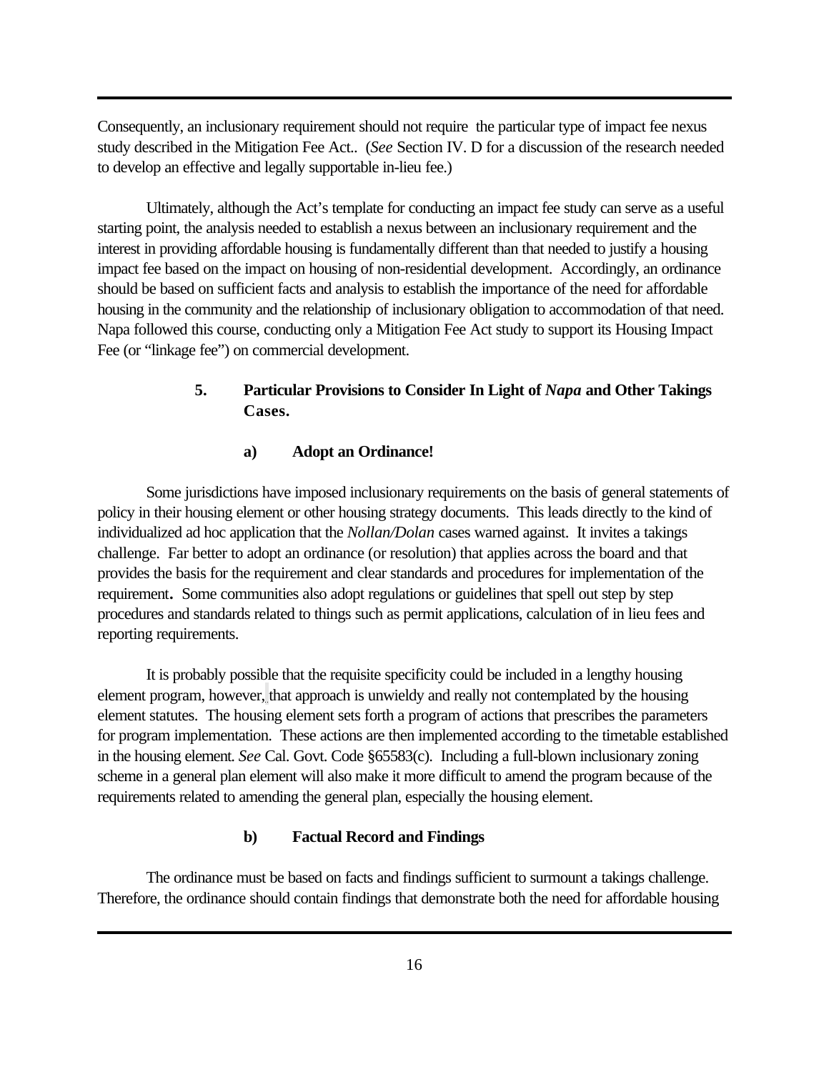Consequently, an inclusionary requirement should not require the particular type of impact fee nexus study described in the Mitigation Fee Act.. (*See* Section IV. D for a discussion of the research needed to develop an effective and legally supportable in-lieu fee.)

Ultimately, although the Act's template for conducting an impact fee study can serve as a useful starting point, the analysis needed to establish a nexus between an inclusionary requirement and the interest in providing affordable housing is fundamentally different than that needed to justify a housing impact fee based on the impact on housing of non-residential development. Accordingly, an ordinance should be based on sufficient facts and analysis to establish the importance of the need for affordable housing in the community and the relationship of inclusionary obligation to accommodation of that need. Napa followed this course, conducting only a Mitigation Fee Act study to support its Housing Impact Fee (or "linkage fee") on commercial development.

### 5. Particular Provisions to Consider In Light of *Napa* and Other Takings Cases.

#### a) Adopt an Ordinance!

Some jurisdictions have imposed inclusionary requirements on the basis of general statements of policy in their housing element or other housing strategy documents. This leads directly to the kind of individualized ad hoc application that the *Nollan/Dolan* cases warned against. It invites a takings challenge. Far better to adopt an ordinance (or resolution) that applies across the board and that provides the basis for the requirement and clear standards and procedures for implementation of the requirement**.** Some communities also adopt regulations or guidelines that spell out step by step procedures and standards related to things such as permit applications, calculation of in lieu fees and reporting requirements.

It is probably possible that the requisite specificity could be included in a lengthy housing element program, however, that approach is unwieldy and really not contemplated by the housing element statutes. The housing element sets forth a program of actions that prescribes the parameters for program implementation. These actions are then implemented according to the timetable established in the housing element. *See* Cal. Govt. Code §65583(c). Including a full-blown inclusionary zoning scheme in a general plan element will also make it more difficult to amend the program because of the requirements related to amending the general plan, especially the housing element.

#### b) Factual Record and Findings

The ordinance must be based on facts and findings sufficient to surmount a takings challenge. Therefore, the ordinance should contain findings that demonstrate both the need for affordable housing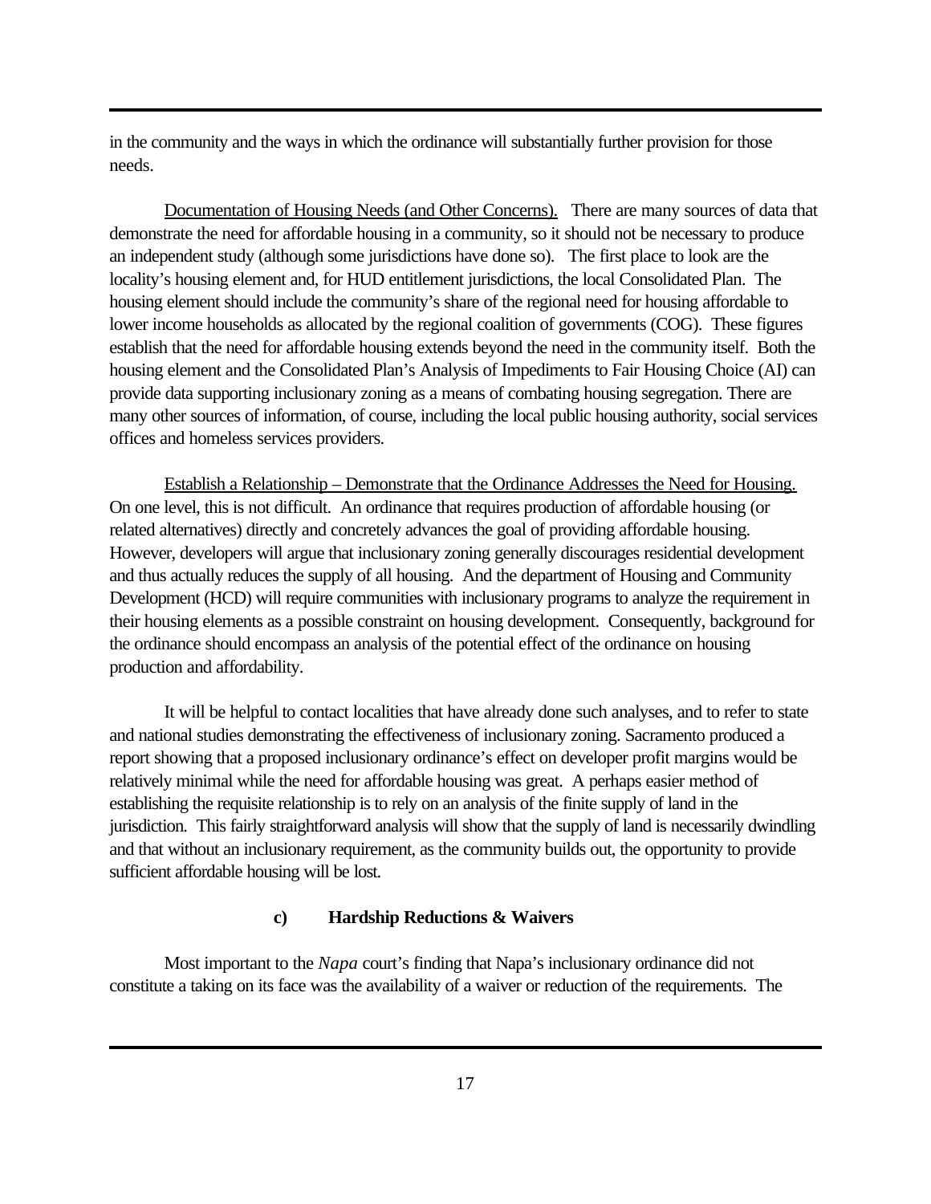in the community and the ways in which the ordinance will substantially further provision for those needs.

Documentation of Housing Needs (and Other Concerns). There are many sources of data that demonstrate the need for affordable housing in a community, so it should not be necessary to produce an independent study (although some jurisdictions have done so). The first place to look are the locality's housing element and, for HUD entitlement jurisdictions, the local Consolidated Plan. The housing element should include the community's share of the regional need for housing affordable to lower income households as allocated by the regional coalition of governments (COG). These figures establish that the need for affordable housing extends beyond the need in the community itself. Both the housing element and the Consolidated Plan's Analysis of Impediments to Fair Housing Choice (AI) can provide data supporting inclusionary zoning as a means of combating housing segregation. There are many other sources of information, of course, including the local public housing authority, social services offices and homeless services providers.

Establish a Relationship – Demonstrate that the Ordinance Addresses the Need for Housing. On one level, this is not difficult. An ordinance that requires production of affordable housing (or related alternatives) directly and concretely advances the goal of providing affordable housing. However, developers will argue that inclusionary zoning generally discourages residential development and thus actually reduces the supply of all housing. And the department of Housing and Community Development (HCD) will require communities with inclusionary programs to analyze the requirement in their housing elements as a possible constraint on housing development. Consequently, background for the ordinance should encompass an analysis of the potential effect of the ordinance on housing production and affordability.

It will be helpful to contact localities that have already done such analyses, and to refer to state and national studies demonstrating the effectiveness of inclusionary zoning. Sacramento produced a report showing that a proposed inclusionary ordinance's effect on developer profit margins would be relatively minimal while the need for affordable housing was great. A perhaps easier method of establishing the requisite relationship is to rely on an analysis of the finite supply of land in the jurisdiction. This fairly straightforward analysis will show that the supply of land is necessarily dwindling and that without an inclusionary requirement, as the community builds out, the opportunity to provide sufficient affordable housing will be lost.

#### c) Hardship Reductions & Waivers

Most important to the *Napa* court's finding that Napa's inclusionary ordinance did not constitute a taking on its face was the availability of a waiver or reduction of the requirements. The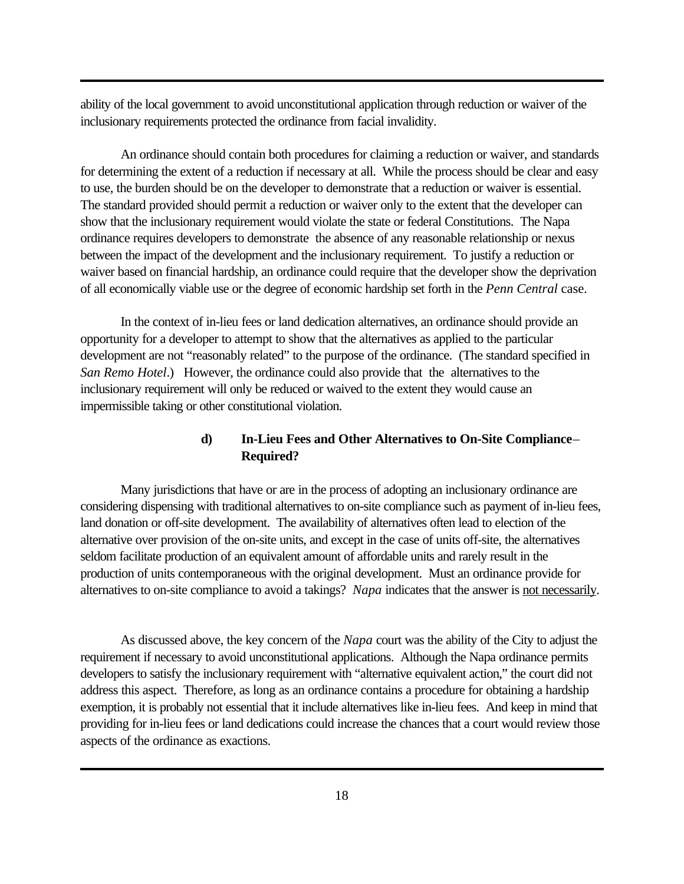ability of the local government to avoid unconstitutional application through reduction or waiver of the inclusionary requirements protected the ordinance from facial invalidity.

An ordinance should contain both procedures for claiming a reduction or waiver, and standards for determining the extent of a reduction if necessary at all. While the process should be clear and easy to use, the burden should be on the developer to demonstrate that a reduction or waiver is essential. The standard provided should permit a reduction or waiver only to the extent that the developer can show that the inclusionary requirement would violate the state or federal Constitutions. The Napa ordinance requires developers to demonstrate the absence of any reasonable relationship or nexus between the impact of the development and the inclusionary requirement. To justify a reduction or waiver based on financial hardship, an ordinance could require that the developer show the deprivation of all economically viable use or the degree of economic hardship set forth in the *Penn Central* case.

In the context of in-lieu fees or land dedication alternatives, an ordinance should provide an opportunity for a developer to attempt to show that the alternatives as applied to the particular development are not "reasonably related" to the purpose of the ordinance. (The standard specified in *San Remo Hotel*.) However, the ordinance could also provide that the alternatives to the inclusionary requirement will only be reduced or waived to the extent they would cause an impermissible taking or other constitutional violation.

#### d) In-Lieu Fees and Other Alternatives to On-Site Compliance– Required?

Many jurisdictions that have or are in the process of adopting an inclusionary ordinance are considering dispensing with traditional alternatives to on-site compliance such as payment of in-lieu fees, land donation or off-site development. The availability of alternatives often lead to election of the alternative over provision of the on-site units, and except in the case of units off-site, the alternatives seldom facilitate production of an equivalent amount of affordable units and rarely result in the production of units contemporaneous with the original development. Must an ordinance provide for alternatives to on-site compliance to avoid a takings? *Napa* indicates that the answer is <u>not necessarily</u>.

As discussed above, the key concern of the *Napa* court was the ability of the City to adjust the requirement if necessary to avoid unconstitutional applications. Although the Napa ordinance permits developers to satisfy the inclusionary requirement with "alternative equivalent action," the court did not address this aspect. Therefore, as long as an ordinance contains a procedure for obtaining a hardship exemption, it is probably not essential that it include alternatives like in-lieu fees. And keep in mind that providing for in-lieu fees or land dedications could increase the chances that a court would review those aspects of the ordinance as exactions.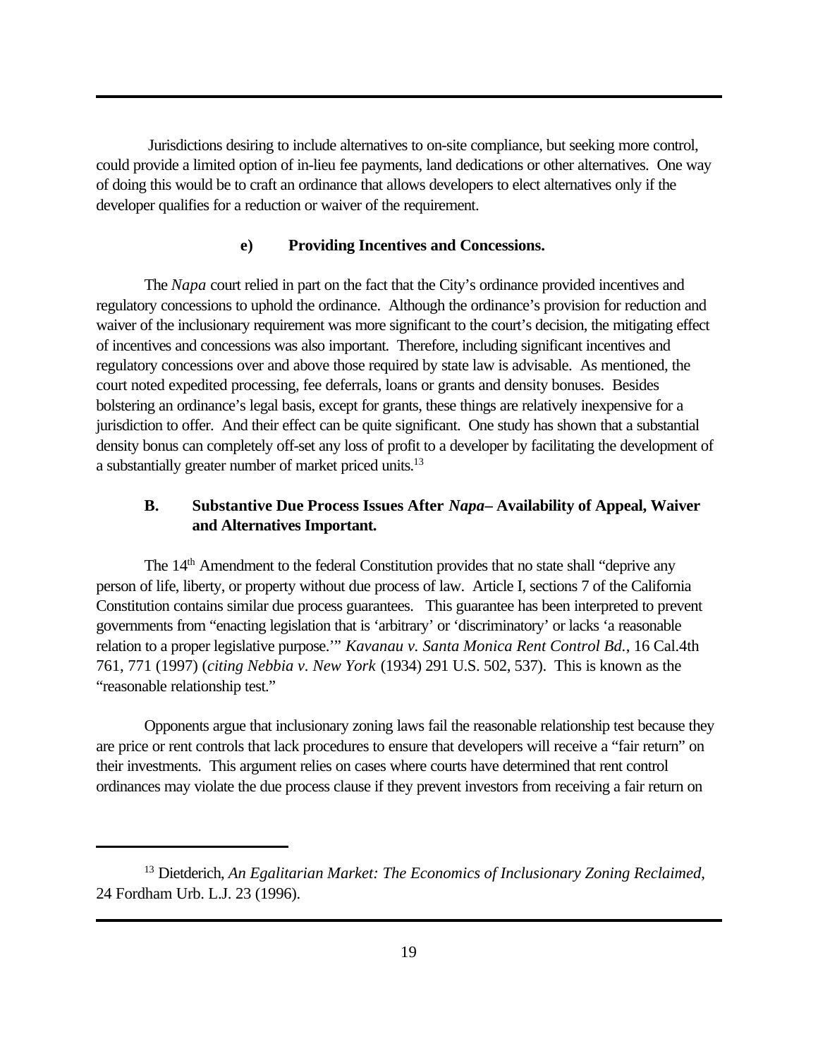Jurisdictions desiring to include alternatives to on-site compliance, but seeking more control, could provide a limited option of in-lieu fee payments, land dedications or other alternatives. One way of doing this would be to craft an ordinance that allows developers to elect alternatives only if the developer qualifies for a reduction or waiver of the requirement.

#### e) Providing Incentives and Concessions.

The *Napa* court relied in part on the fact that the City's ordinance provided incentives and regulatory concessions to uphold the ordinance. Although the ordinance's provision for reduction and waiver of the inclusionary requirement was more significant to the court's decision, the mitigating effect of incentives and concessions was also important. Therefore, including significant incentives and regulatory concessions over and above those required by state law is advisable. As mentioned, the court noted expedited processing, fee deferrals, loans or grants and density bonuses. Besides bolstering an ordinance's legal basis, except for grants, these things are relatively inexpensive for a jurisdiction to offer. And their effect can be quite significant. One study has shown that a substantial density bonus can completely off-set any loss of profit to a developer by facilitating the development of a substantially greater number of market priced units.[13]

### B. Substantive Due Process Issues After *Napa*– Availability of Appeal, Waiver and Alternatives Important.

The 14th Amendment to the federal Constitution provides that no state shall "deprive any person of life, liberty, or property without due process of law. Article I, sections 7 of the California Constitution contains similar due process guarantees. This guarantee has been interpreted to prevent governments from "enacting legislation that is 'arbitrary' or 'discriminatory' or lacks 'a reasonable relation to a proper legislative purpose.'" *Kavanau v. Santa Monica Rent Control Bd.*, 16 Cal.4th 761, 771 (1997) (*citing Nebbia v. New York* (1934) 291 U.S. 502, 537). This is known as the "reasonable relationship test."

Opponents argue that inclusionary zoning laws fail the reasonable relationship test because they are price or rent controls that lack procedures to ensure that developers will receive a "fair return" on their investments. This argument relies on cases where courts have determined that rent control ordinances may violate the due process clause if they prevent investors from receiving a fair return on

---

[13] Dietderich, *An Egalitarian Market: The Economics of Inclusionary Zoning Reclaimed*, 24 Fordham Urb. L.J. 23 (1996).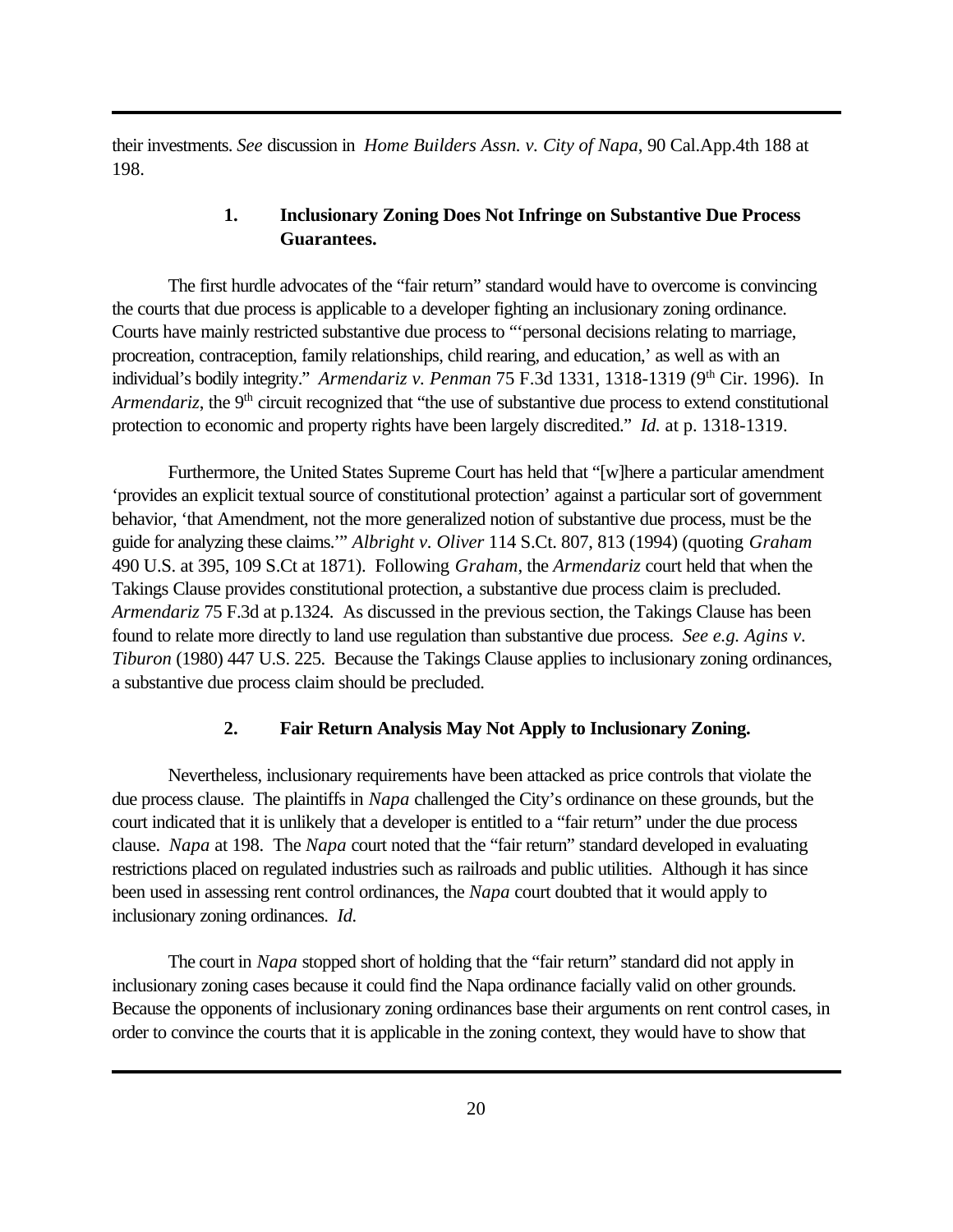their investments. *See* discussion in *Home Builders Assn. v. City of Napa*, 90 Cal.App.4th 188 at 198.

### 1. Inclusionary Zoning Does Not Infringe on Substantive Due Process Guarantees.

The first hurdle advocates of the "fair return" standard would have to overcome is convincing the courts that due process is applicable to a developer fighting an inclusionary zoning ordinance. Courts have mainly restricted substantive due process to "'personal decisions relating to marriage, procreation, contraception, family relationships, child rearing, and education,' as well as with an individual's bodily integrity." *Armendariz v. Penman* 75 F.3d 1331, 1318-1319 (9th Cir. 1996). In *Armendariz*, the 9th circuit recognized that "the use of substantive due process to extend constitutional protection to economic and property rights have been largely discredited." *Id.* at p. 1318-1319.

Furthermore, the United States Supreme Court has held that "[w]here a particular amendment 'provides an explicit textual source of constitutional protection' against a particular sort of government behavior, 'that Amendment, not the more generalized notion of substantive due process, must be the guide for analyzing these claims.'" *Albright v. Oliver* 114 S.Ct. 807, 813 (1994) (quoting *Graham* 490 U.S. at 395, 109 S.Ct at 1871). Following *Graham*, the *Armendariz* court held that when the Takings Clause provides constitutional protection, a substantive due process claim is precluded. *Armendariz* 75 F.3d at p.1324. As discussed in the previous section, the Takings Clause has been found to relate more directly to land use regulation than substantive due process. *See e.g. Agins v. Tiburon* (1980) 447 U.S. 225. Because the Takings Clause applies to inclusionary zoning ordinances, a substantive due process claim should be precluded.

### 2. Fair Return Analysis May Not Apply to Inclusionary Zoning.

Nevertheless, inclusionary requirements have been attacked as price controls that violate the due process clause. The plaintiffs in *Napa* challenged the City's ordinance on these grounds, but the court indicated that it is unlikely that a developer is entitled to a "fair return" under the due process clause. *Napa* at 198. The *Napa* court noted that the "fair return" standard developed in evaluating restrictions placed on regulated industries such as railroads and public utilities. Although it has since been used in assessing rent control ordinances, the *Napa* court doubted that it would apply to inclusionary zoning ordinances. *Id.*

The court in *Napa* stopped short of holding that the "fair return" standard did not apply in inclusionary zoning cases because it could find the Napa ordinance facially valid on other grounds. Because the opponents of inclusionary zoning ordinances base their arguments on rent control cases, in order to convince the courts that it is applicable in the zoning context, they would have to show that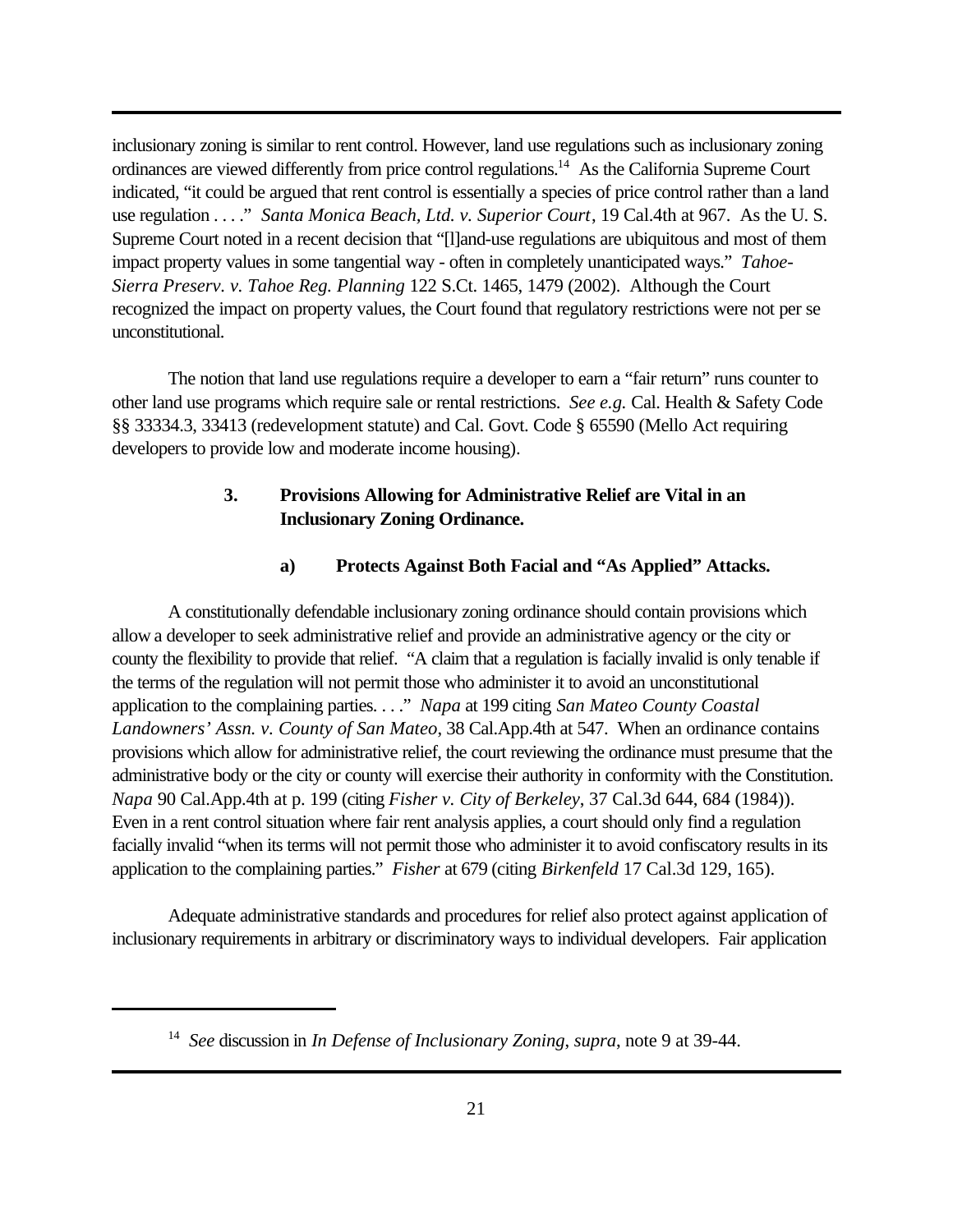inclusionary zoning is similar to rent control. However, land use regulations such as inclusionary zoning ordinances are viewed differently from price control regulations.[14] As the California Supreme Court indicated, "it could be argued that rent control is essentially a species of price control rather than a land use regulation . . . ." *Santa Monica Beach, Ltd. v. Superior Court*, 19 Cal.4th at 967. As the U. S. Supreme Court noted in a recent decision that "[l]and-use regulations are ubiquitous and most of them impact property values in some tangential way - often in completely unanticipated ways." *Tahoe-Sierra Preserv. v. Tahoe Reg. Planning* 122 S.Ct. 1465, 1479 (2002). Although the Court recognized the impact on property values, the Court found that regulatory restrictions were not per se unconstitutional.

The notion that land use regulations require a developer to earn a "fair return" runs counter to other land use programs which require sale or rental restrictions. *See e.g.* Cal. Health & Safety Code §§ 33334.3, 33413 (redevelopment statute) and Cal. Govt. Code § 65590 (Mello Act requiring developers to provide low and moderate income housing).

### 3. Provisions Allowing for Administrative Relief are Vital in an Inclusionary Zoning Ordinance.

#### a) Protects Against Both Facial and "As Applied" Attacks.

A constitutionally defendable inclusionary zoning ordinance should contain provisions which allow a developer to seek administrative relief and provide an administrative agency or the city or county the flexibility to provide that relief. "A claim that a regulation is facially invalid is only tenable if the terms of the regulation will not permit those who administer it to avoid an unconstitutional application to the complaining parties. . . ." *Napa* at 199 citing *San Mateo County Coastal Landowners' Assn. v. County of San Mateo*, 38 Cal.App.4th at 547. When an ordinance contains provisions which allow for administrative relief, the court reviewing the ordinance must presume that the administrative body or the city or county will exercise their authority in conformity with the Constitution. *Napa* 90 Cal.App.4th at p. 199 (citing *Fisher v. City of Berkeley*, 37 Cal.3d 644, 684 (1984)). Even in a rent control situation where fair rent analysis applies, a court should only find a regulation facially invalid "when its terms will not permit those who administer it to avoid confiscatory results in its application to the complaining parties." *Fisher* at 679 (citing *Birkenfeld* 17 Cal.3d 129, 165).

Adequate administrative standards and procedures for relief also protect against application of inclusionary requirements in arbitrary or discriminatory ways to individual developers. Fair application

---

[14] *See* discussion in *In Defense of Inclusionary Zoning*, *supra*, note 9 at 39-44.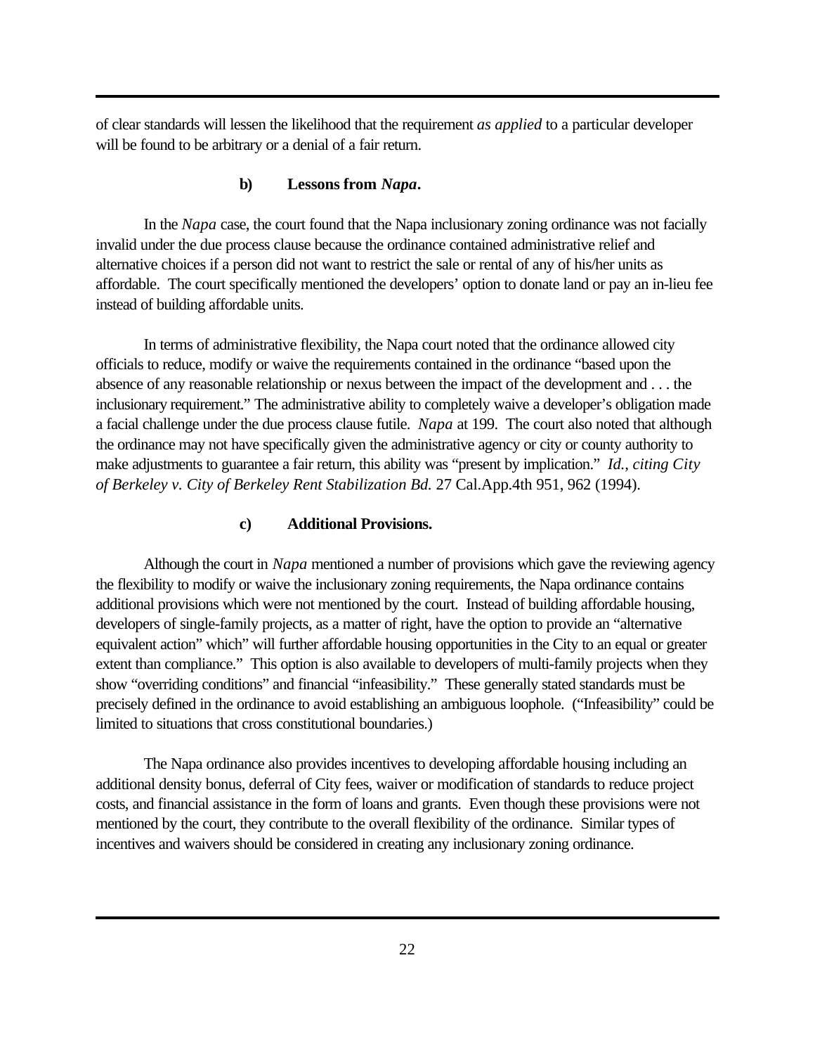of clear standards will lessen the likelihood that the requirement *as applied* to a particular developer will be found to be arbitrary or a denial of a fair return.

#### b) Lessons from *Napa*.

In the *Napa* case, the court found that the Napa inclusionary zoning ordinance was not facially invalid under the due process clause because the ordinance contained administrative relief and alternative choices if a person did not want to restrict the sale or rental of any of his/her units as affordable. The court specifically mentioned the developers' option to donate land or pay an in-lieu fee instead of building affordable units.

In terms of administrative flexibility, the Napa court noted that the ordinance allowed city officials to reduce, modify or waive the requirements contained in the ordinance "based upon the absence of any reasonable relationship or nexus between the impact of the development and . . . the inclusionary requirement." The administrative ability to completely waive a developer's obligation made a facial challenge under the due process clause futile. *Napa* at 199. The court also noted that although the ordinance may not have specifically given the administrative agency or city or county authority to make adjustments to guarantee a fair return, this ability was "present by implication." *Id., citing City of Berkeley v. City of Berkeley Rent Stabilization Bd.* 27 Cal.App.4th 951, 962 (1994).

#### c) Additional Provisions.

Although the court in *Napa* mentioned a number of provisions which gave the reviewing agency the flexibility to modify or waive the inclusionary zoning requirements, the Napa ordinance contains additional provisions which were not mentioned by the court. Instead of building affordable housing, developers of single-family projects, as a matter of right, have the option to provide an "alternative equivalent action" which" will further affordable housing opportunities in the City to an equal or greater extent than compliance." This option is also available to developers of multi-family projects when they show "overriding conditions" and financial "infeasibility." These generally stated standards must be precisely defined in the ordinance to avoid establishing an ambiguous loophole. ("Infeasibility" could be limited to situations that cross constitutional boundaries.)

The Napa ordinance also provides incentives to developing affordable housing including an additional density bonus, deferral of City fees, waiver or modification of standards to reduce project costs, and financial assistance in the form of loans and grants. Even though these provisions were not mentioned by the court, they contribute to the overall flexibility of the ordinance. Similar types of incentives and waivers should be considered in creating any inclusionary zoning ordinance.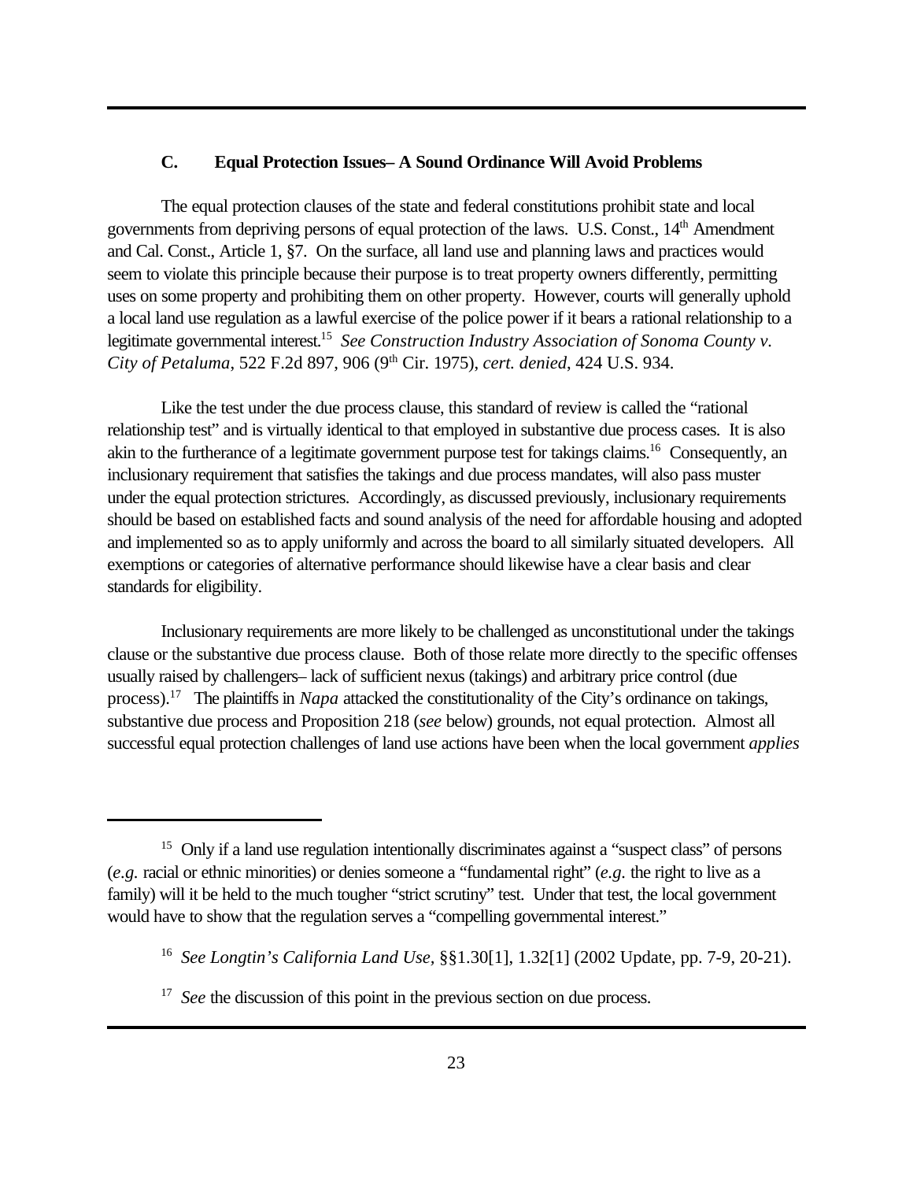### C. Equal Protection Issues– A Sound Ordinance Will Avoid Problems

The equal protection clauses of the state and federal constitutions prohibit state and local governments from depriving persons of equal protection of the laws. U.S. Const., 14th Amendment and Cal. Const., Article 1, §7. On the surface, all land use and planning laws and practices would seem to violate this principle because their purpose is to treat property owners differently, permitting uses on some property and prohibiting them on other property. However, courts will generally uphold a local land use regulation as a lawful exercise of the police power if it bears a rational relationship to a legitimate governmental interest.[15] *See Construction Industry Association of Sonoma County v. City of Petaluma*, 522 F.2d 897, 906 (9th Cir. 1975), *cert. denied*, 424 U.S. 934.

Like the test under the due process clause, this standard of review is called the "rational relationship test" and is virtually identical to that employed in substantive due process cases. It is also akin to the furtherance of a legitimate government purpose test for takings claims.[16] Consequently, an inclusionary requirement that satisfies the takings and due process mandates, will also pass muster under the equal protection strictures. Accordingly, as discussed previously, inclusionary requirements should be based on established facts and sound analysis of the need for affordable housing and adopted and implemented so as to apply uniformly and across the board to all similarly situated developers. All exemptions or categories of alternative performance should likewise have a clear basis and clear standards for eligibility.

Inclusionary requirements are more likely to be challenged as unconstitutional under the takings clause or the substantive due process clause. Both of those relate more directly to the specific offenses usually raised by challengers– lack of sufficient nexus (takings) and arbitrary price control (due process).[17] The plaintiffs in *Napa* attacked the constitutionality of the City's ordinance on takings, substantive due process and Proposition 218 (*see* below) grounds, not equal protection. Almost all successful equal protection challenges of land use actions have been when the local government *applies*

---

[15] Only if a land use regulation intentionally discriminates against a "suspect class" of persons (*e.g.* racial or ethnic minorities) or denies someone a "fundamental right" (*e.g.* the right to live as a family) will it be held to the much tougher "strict scrutiny" test. Under that test, the local government would have to show that the regulation serves a "compelling governmental interest."

[16] *See Longtin's California Land Use*, §§1.30[1], 1.32[1] (2002 Update, pp. 7-9, 20-21).

[17] *See* the discussion of this point in the previous section on due process.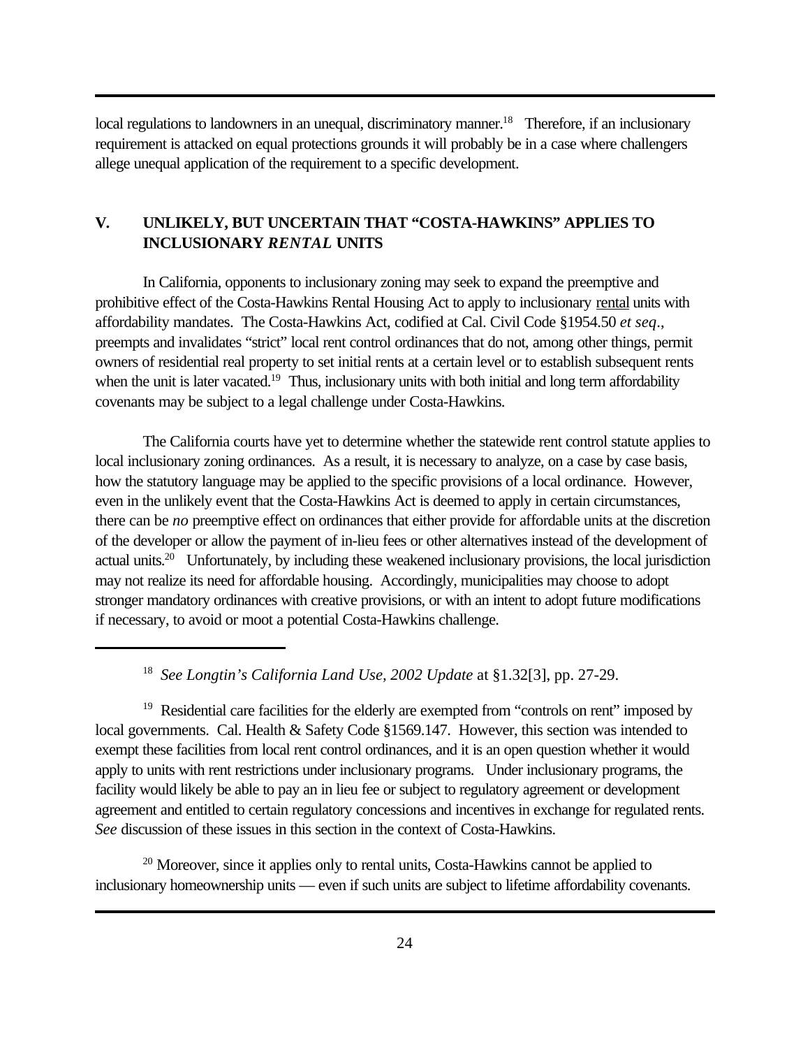local regulations to landowners in an unequal, discriminatory manner.[18] Therefore, if an inclusionary requirement is attacked on equal protections grounds it will probably be in a case where challengers allege unequal application of the requirement to a specific development.

## V. UNLIKELY, BUT UNCERTAIN THAT "COSTA-HAWKINS" APPLIES TO INCLUSIONARY *RENTAL* UNITS

In California, opponents to inclusionary zoning may seek to expand the preemptive and prohibitive effect of the Costa-Hawkins Rental Housing Act to apply to inclusionary rental units with affordability mandates. The Costa-Hawkins Act, codified at Cal. Civil Code §1954.50 *et seq*., preempts and invalidates "strict" local rent control ordinances that do not, among other things, permit owners of residential real property to set initial rents at a certain level or to establish subsequent rents when the unit is later vacated.[19] Thus, inclusionary units with both initial and long term affordability covenants may be subject to a legal challenge under Costa-Hawkins.

The California courts have yet to determine whether the statewide rent control statute applies to local inclusionary zoning ordinances. As a result, it is necessary to analyze, on a case by case basis, how the statutory language may be applied to the specific provisions of a local ordinance. However, even in the unlikely event that the Costa-Hawkins Act is deemed to apply in certain circumstances, there can be *no* preemptive effect on ordinances that either provide for affordable units at the discretion of the developer or allow the payment of in-lieu fees or other alternatives instead of the development of actual units.[20] Unfortunately, by including these weakened inclusionary provisions, the local jurisdiction may not realize its need for affordable housing. Accordingly, municipalities may choose to adopt stronger mandatory ordinances with creative provisions, or with an intent to adopt future modifications if necessary, to avoid or moot a potential Costa-Hawkins challenge.

---

[18] *See Longtin's California Land Use, 2002 Update* at §1.32[3], pp. 27-29.

[19] Residential care facilities for the elderly are exempted from "controls on rent" imposed by local governments. Cal. Health & Safety Code §1569.147. However, this section was intended to exempt these facilities from local rent control ordinances, and it is an open question whether it would apply to units with rent restrictions under inclusionary programs. Under inclusionary programs, the facility would likely be able to pay an in lieu fee or subject to regulatory agreement or development agreement and entitled to certain regulatory concessions and incentives in exchange for regulated rents. *See* discussion of these issues in this section in the context of Costa-Hawkins.

[20] Moreover, since it applies only to rental units, Costa-Hawkins cannot be applied to inclusionary homeownership units — even if such units are subject to lifetime affordability covenants.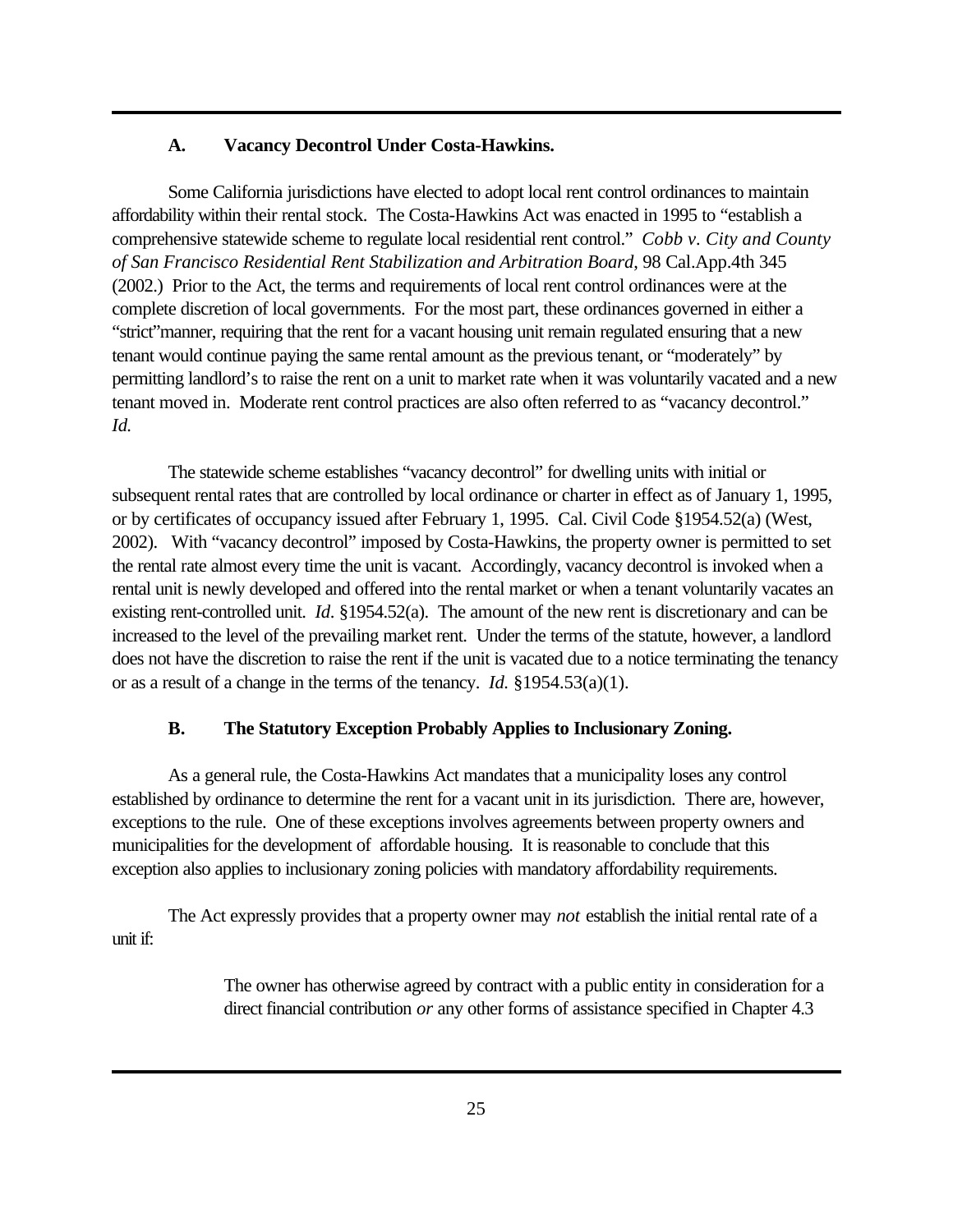### A. Vacancy Decontrol Under Costa-Hawkins.

Some California jurisdictions have elected to adopt local rent control ordinances to maintain affordability within their rental stock. The Costa-Hawkins Act was enacted in 1995 to "establish a comprehensive statewide scheme to regulate local residential rent control." *Cobb v. City and County of San Francisco Residential Rent Stabilization and Arbitration Board*, 98 Cal.App.4th 345 (2002.) Prior to the Act, the terms and requirements of local rent control ordinances were at the complete discretion of local governments. For the most part, these ordinances governed in either a "strict"manner, requiring that the rent for a vacant housing unit remain regulated ensuring that a new tenant would continue paying the same rental amount as the previous tenant, or "moderately" by permitting landlord's to raise the rent on a unit to market rate when it was voluntarily vacated and a new tenant moved in. Moderate rent control practices are also often referred to as "vacancy decontrol." *Id.*

The statewide scheme establishes "vacancy decontrol" for dwelling units with initial or subsequent rental rates that are controlled by local ordinance or charter in effect as of January 1, 1995, or by certificates of occupancy issued after February 1, 1995. Cal. Civil Code §1954.52(a) (West, 2002). With "vacancy decontrol" imposed by Costa-Hawkins, the property owner is permitted to set the rental rate almost every time the unit is vacant. Accordingly, vacancy decontrol is invoked when a rental unit is newly developed and offered into the rental market or when a tenant voluntarily vacates an existing rent-controlled unit. *Id*. §1954.52(a). The amount of the new rent is discretionary and can be increased to the level of the prevailing market rent. Under the terms of the statute, however, a landlord does not have the discretion to raise the rent if the unit is vacated due to a notice terminating the tenancy or as a result of a change in the terms of the tenancy. *Id.* §1954.53(a)(1).

### B. The Statutory Exception Probably Applies to Inclusionary Zoning.

As a general rule, the Costa-Hawkins Act mandates that a municipality loses any control established by ordinance to determine the rent for a vacant unit in its jurisdiction. There are, however, exceptions to the rule. One of these exceptions involves agreements between property owners and municipalities for the development of affordable housing. It is reasonable to conclude that this exception also applies to inclusionary zoning policies with mandatory affordability requirements.

The Act expressly provides that a property owner may *not* establish the initial rental rate of a unit if:

> The owner has otherwise agreed by contract with a public entity in consideration for a direct financial contribution *or* any other forms of assistance specified in Chapter 4.3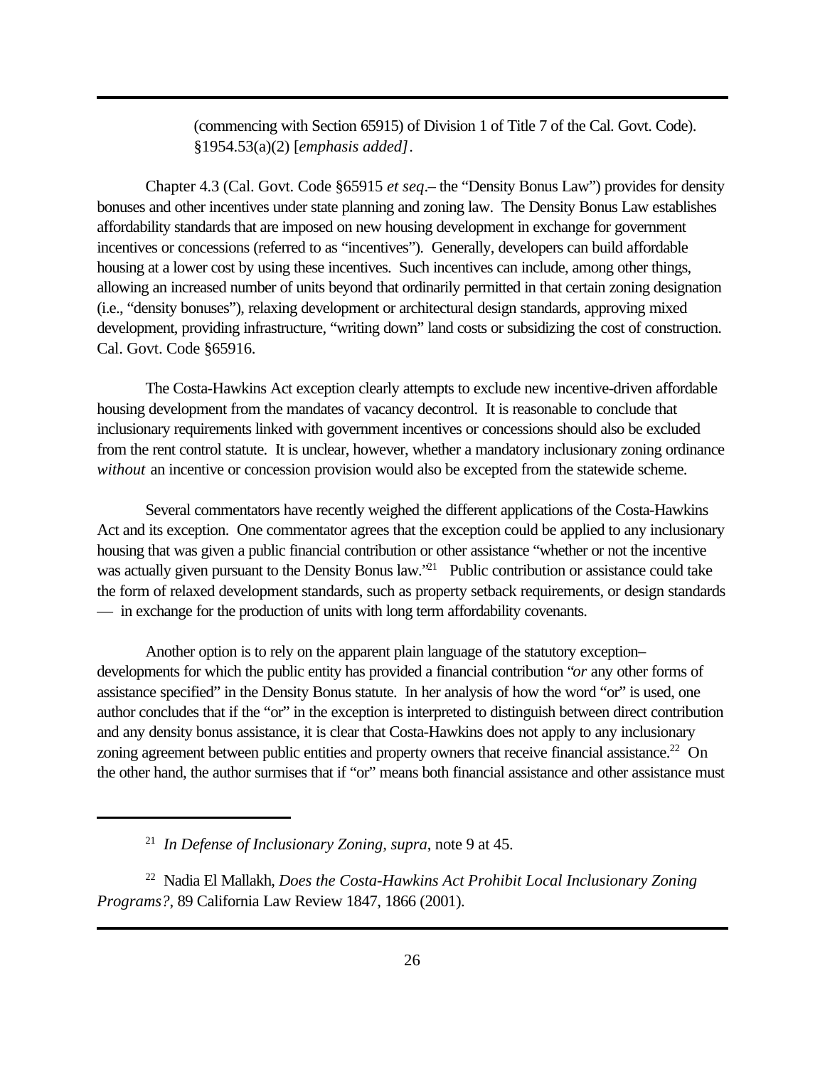> (commencing with Section 65915) of Division 1 of Title 7 of the Cal. Govt. Code). §1954.53(a)(2) [*emphasis added]*.

Chapter 4.3 (Cal. Govt. Code §65915 *et seq*.– the "Density Bonus Law") provides for density bonuses and other incentives under state planning and zoning law. The Density Bonus Law establishes affordability standards that are imposed on new housing development in exchange for government incentives or concessions (referred to as "incentives"). Generally, developers can build affordable housing at a lower cost by using these incentives. Such incentives can include, among other things, allowing an increased number of units beyond that ordinarily permitted in that certain zoning designation (i.e., "density bonuses"), relaxing development or architectural design standards, approving mixed development, providing infrastructure, "writing down" land costs or subsidizing the cost of construction. Cal. Govt. Code §65916.

The Costa-Hawkins Act exception clearly attempts to exclude new incentive-driven affordable housing development from the mandates of vacancy decontrol. It is reasonable to conclude that inclusionary requirements linked with government incentives or concessions should also be excluded from the rent control statute. It is unclear, however, whether a mandatory inclusionary zoning ordinance *without* an incentive or concession provision would also be excepted from the statewide scheme.

Several commentators have recently weighed the different applications of the Costa-Hawkins Act and its exception. One commentator agrees that the exception could be applied to any inclusionary housing that was given a public financial contribution or other assistance "whether or not the incentive was actually given pursuant to the Density Bonus law."[21] Public contribution or assistance could take the form of relaxed development standards, such as property setback requirements, or design standards — in exchange for the production of units with long term affordability covenants.

Another option is to rely on the apparent plain language of the statutory exception– developments for which the public entity has provided a financial contribution "*or* any other forms of assistance specified" in the Density Bonus statute. In her analysis of how the word "or" is used, one author concludes that if the "or" in the exception is interpreted to distinguish between direct contribution and any density bonus assistance, it is clear that Costa-Hawkins does not apply to any inclusionary zoning agreement between public entities and property owners that receive financial assistance.[22] On the other hand, the author surmises that if "or" means both financial assistance and other assistance must

---

[21] *In Defense of Inclusionary Zoning, supra*, note 9 at 45.

[22] Nadia El Mallakh, *Does the Costa-Hawkins Act Prohibit Local Inclusionary Zoning Programs?*, 89 California Law Review 1847, 1866 (2001).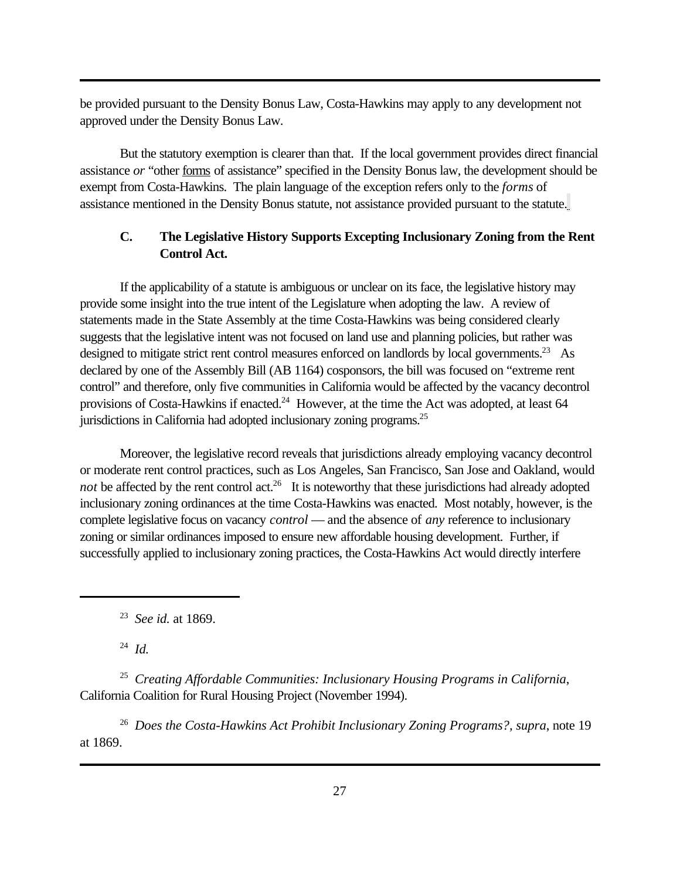be provided pursuant to the Density Bonus Law, Costa-Hawkins may apply to any development not approved under the Density Bonus Law.

But the statutory exemption is clearer than that. If the local government provides direct financial assistance *or* "other forms of assistance" specified in the Density Bonus law, the development should be exempt from Costa-Hawkins. The plain language of the exception refers only to the *forms* of assistance mentioned in the Density Bonus statute, not assistance provided pursuant to the statute.

### C. The Legislative History Supports Excepting Inclusionary Zoning from the Rent Control Act.

If the applicability of a statute is ambiguous or unclear on its face, the legislative history may provide some insight into the true intent of the Legislature when adopting the law. A review of statements made in the State Assembly at the time Costa-Hawkins was being considered clearly suggests that the legislative intent was not focused on land use and planning policies, but rather was designed to mitigate strict rent control measures enforced on landlords by local governments.[23] As declared by one of the Assembly Bill (AB 1164) cosponsors, the bill was focused on "extreme rent control" and therefore, only five communities in California would be affected by the vacancy decontrol provisions of Costa-Hawkins if enacted.[24] However, at the time the Act was adopted, at least 64 jurisdictions in California had adopted inclusionary zoning programs.[25]

Moreover, the legislative record reveals that jurisdictions already employing vacancy decontrol or moderate rent control practices, such as Los Angeles, San Francisco, San Jose and Oakland, would *not* be affected by the rent control act.[26] It is noteworthy that these jurisdictions had already adopted inclusionary zoning ordinances at the time Costa-Hawkins was enacted. Most notably, however, is the complete legislative focus on vacancy *control* — and the absence of *any* reference to inclusionary zoning or similar ordinances imposed to ensure new affordable housing development. Further, if successfully applied to inclusionary zoning practices, the Costa-Hawkins Act would directly interfere

---

[23] *See id.* at 1869.

[24] *Id.*

[25] *Creating Affordable Communities: Inclusionary Housing Programs in California*, California Coalition for Rural Housing Project (November 1994).

[26] *Does the Costa-Hawkins Act Prohibit Inclusionary Zoning Programs?, supra*, note 19 at 1869.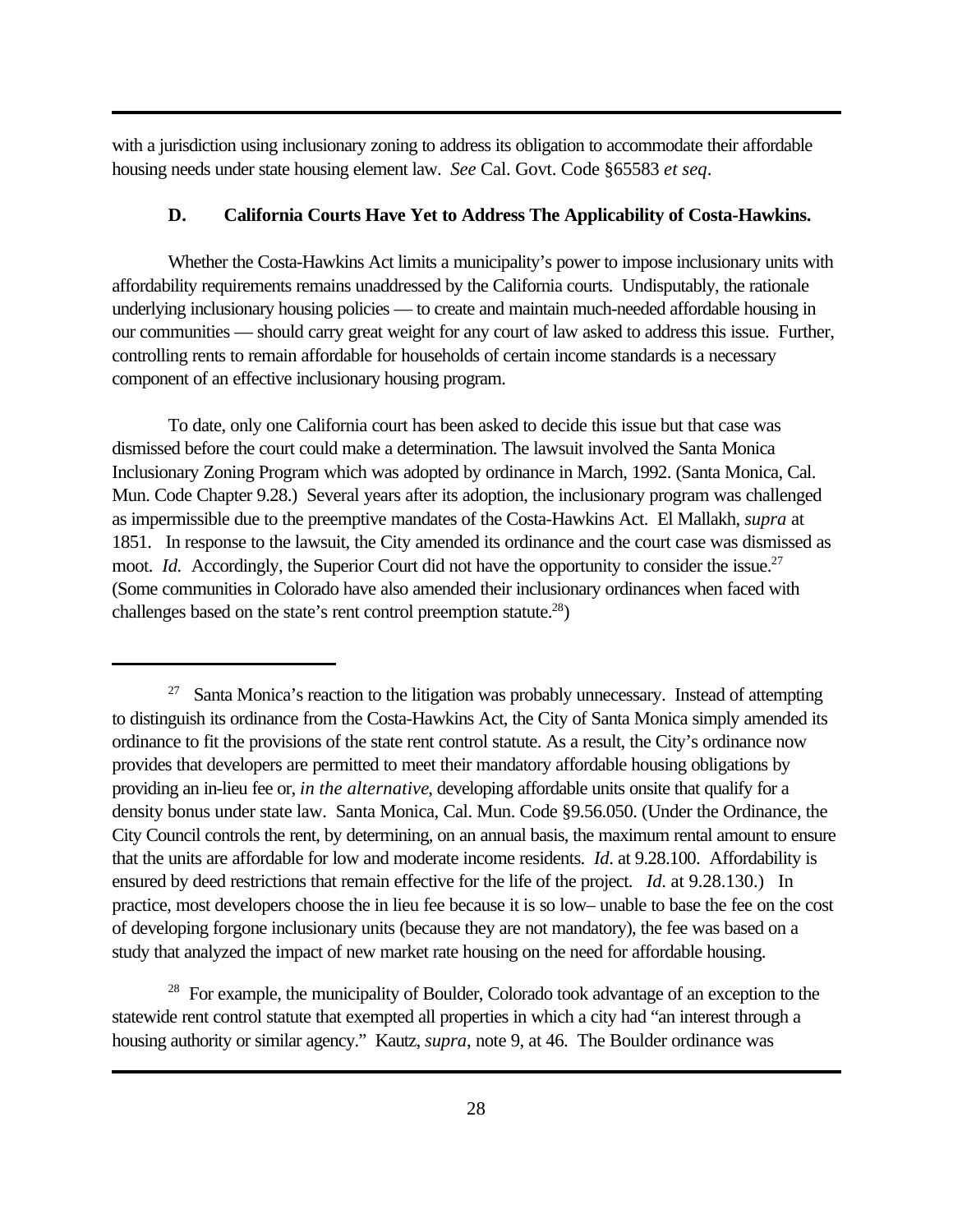with a jurisdiction using inclusionary zoning to address its obligation to accommodate their affordable housing needs under state housing element law. *See* Cal. Govt. Code §65583 *et seq*.

### D. California Courts Have Yet to Address The Applicability of Costa-Hawkins.

Whether the Costa-Hawkins Act limits a municipality's power to impose inclusionary units with affordability requirements remains unaddressed by the California courts. Undisputably, the rationale underlying inclusionary housing policies — to create and maintain much-needed affordable housing in our communities — should carry great weight for any court of law asked to address this issue. Further, controlling rents to remain affordable for households of certain income standards is a necessary component of an effective inclusionary housing program.

To date, only one California court has been asked to decide this issue but that case was dismissed before the court could make a determination. The lawsuit involved the Santa Monica Inclusionary Zoning Program which was adopted by ordinance in March, 1992. (Santa Monica, Cal. Mun. Code Chapter 9.28.) Several years after its adoption, the inclusionary program was challenged as impermissible due to the preemptive mandates of the Costa-Hawkins Act. El Mallakh, *supra* at 1851. In response to the lawsuit, the City amended its ordinance and the court case was dismissed as moot. *Id.* Accordingly, the Superior Court did not have the opportunity to consider the issue.[27] (Some communities in Colorado have also amended their inclusionary ordinances when faced with challenges based on the state's rent control preemption statute.[28])

---

[27] Santa Monica's reaction to the litigation was probably unnecessary. Instead of attempting to distinguish its ordinance from the Costa-Hawkins Act, the City of Santa Monica simply amended its ordinance to fit the provisions of the state rent control statute. As a result, the City's ordinance now provides that developers are permitted to meet their mandatory affordable housing obligations by providing an in-lieu fee or, *in the alternative*, developing affordable units onsite that qualify for a density bonus under state law. Santa Monica, Cal. Mun. Code §9.56.050. (Under the Ordinance, the City Council controls the rent, by determining, on an annual basis, the maximum rental amount to ensure that the units are affordable for low and moderate income residents. *Id*. at 9.28.100. Affordability is ensured by deed restrictions that remain effective for the life of the project. *Id*. at 9.28.130.) In practice, most developers choose the in lieu fee because it is so low– unable to base the fee on the cost of developing forgone inclusionary units (because they are not mandatory), the fee was based on a study that analyzed the impact of new market rate housing on the need for affordable housing.

[28] For example, the municipality of Boulder, Colorado took advantage of an exception to the statewide rent control statute that exempted all properties in which a city had "an interest through a housing authority or similar agency." Kautz, *supra*, note 9, at 46. The Boulder ordinance was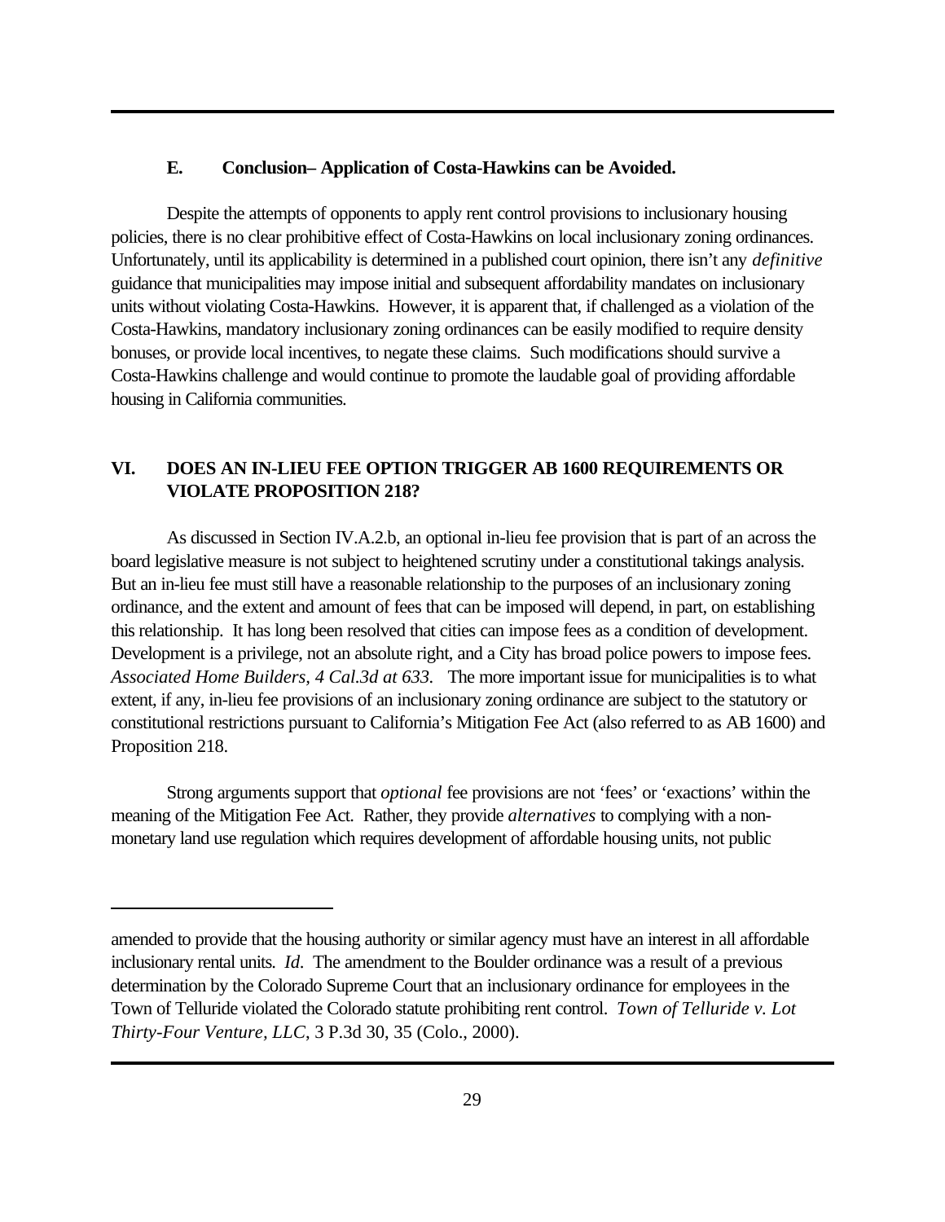### E. Conclusion– Application of Costa-Hawkins can be Avoided.

Despite the attempts of opponents to apply rent control provisions to inclusionary housing policies, there is no clear prohibitive effect of Costa-Hawkins on local inclusionary zoning ordinances. Unfortunately, until its applicability is determined in a published court opinion, there isn't any *definitive* guidance that municipalities may impose initial and subsequent affordability mandates on inclusionary units without violating Costa-Hawkins. However, it is apparent that, if challenged as a violation of the Costa-Hawkins, mandatory inclusionary zoning ordinances can be easily modified to require density bonuses, or provide local incentives, to negate these claims. Such modifications should survive a Costa-Hawkins challenge and would continue to promote the laudable goal of providing affordable housing in California communities.

## VI. DOES AN IN-LIEU FEE OPTION TRIGGER AB 1600 REQUIREMENTS OR VIOLATE PROPOSITION 218?

As discussed in Section IV.A.2.b, an optional in-lieu fee provision that is part of an across the board legislative measure is not subject to heightened scrutiny under a constitutional takings analysis. But an in-lieu fee must still have a reasonable relationship to the purposes of an inclusionary zoning ordinance, and the extent and amount of fees that can be imposed will depend, in part, on establishing this relationship. It has long been resolved that cities can impose fees as a condition of development. Development is a privilege, not an absolute right, and a City has broad police powers to impose fees. *Associated Home Builders, 4 Cal.3d at 633.* The more important issue for municipalities is to what extent, if any, in-lieu fee provisions of an inclusionary zoning ordinance are subject to the statutory or constitutional restrictions pursuant to California's Mitigation Fee Act (also referred to as AB 1600) and Proposition 218.

Strong arguments support that *optional* fee provisions are not 'fees' or 'exactions' within the meaning of the Mitigation Fee Act. Rather, they provide *alternatives* to complying with a non-monetary land use regulation which requires development of affordable housing units, not public

---

amended to provide that the housing authority or similar agency must have an interest in all affordable inclusionary rental units. *Id*. The amendment to the Boulder ordinance was a result of a previous determination by the Colorado Supreme Court that an inclusionary ordinance for employees in the Town of Telluride violated the Colorado statute prohibiting rent control. *Town of Telluride v. Lot Thirty-Four Venture, LLC*, 3 P.3d 30, 35 (Colo., 2000).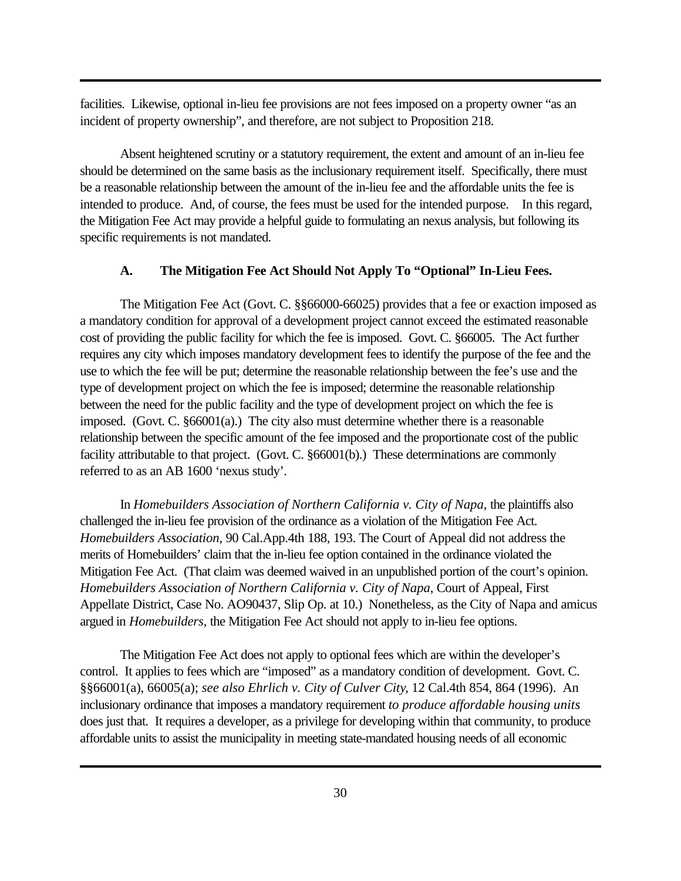facilities. Likewise, optional in-lieu fee provisions are not fees imposed on a property owner "as an incident of property ownership", and therefore, are not subject to Proposition 218.

Absent heightened scrutiny or a statutory requirement, the extent and amount of an in-lieu fee should be determined on the same basis as the inclusionary requirement itself. Specifically, there must be a reasonable relationship between the amount of the in-lieu fee and the affordable units the fee is intended to produce. And, of course, the fees must be used for the intended purpose. In this regard, the Mitigation Fee Act may provide a helpful guide to formulating an nexus analysis, but following its specific requirements is not mandated.

### A. The Mitigation Fee Act Should Not Apply To "Optional" In-Lieu Fees.

The Mitigation Fee Act (Govt. C. §§66000-66025) provides that a fee or exaction imposed as a mandatory condition for approval of a development project cannot exceed the estimated reasonable cost of providing the public facility for which the fee is imposed. Govt. C. §66005. The Act further requires any city which imposes mandatory development fees to identify the purpose of the fee and the use to which the fee will be put; determine the reasonable relationship between the fee's use and the type of development project on which the fee is imposed; determine the reasonable relationship between the need for the public facility and the type of development project on which the fee is imposed. (Govt. C. §66001(a).) The city also must determine whether there is a reasonable relationship between the specific amount of the fee imposed and the proportionate cost of the public facility attributable to that project. (Govt. C. §66001(b).) These determinations are commonly referred to as an AB 1600 'nexus study'.

In *Homebuilders Association of Northern California v. City of Napa*, the plaintiffs also challenged the in-lieu fee provision of the ordinance as a violation of the Mitigation Fee Act. *Homebuilders Association*, 90 Cal.App.4th 188, 193. The Court of Appeal did not address the merits of Homebuilders' claim that the in-lieu fee option contained in the ordinance violated the Mitigation Fee Act. (That claim was deemed waived in an unpublished portion of the court's opinion. *Homebuilders Association of Northern California v. City of Napa*, Court of Appeal, First Appellate District, Case No. AO90437, Slip Op. at 10.) Nonetheless, as the City of Napa and amicus argued in *Homebuilders*, the Mitigation Fee Act should not apply to in-lieu fee options.

The Mitigation Fee Act does not apply to optional fees which are within the developer's control. It applies to fees which are "imposed" as a mandatory condition of development. Govt. C. §§66001(a), 66005(a); *see also Ehrlich v. City of Culver City*, 12 Cal.4th 854, 864 (1996). An inclusionary ordinance that imposes a mandatory requirement *to produce affordable housing units* does just that. It requires a developer, as a privilege for developing within that community, to produce affordable units to assist the municipality in meeting state-mandated housing needs of all economic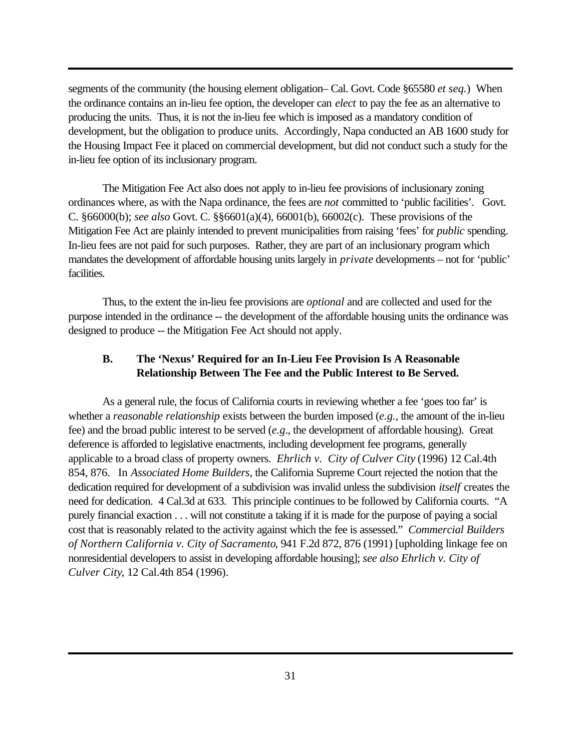segments of the community (the housing element obligation– Cal. Govt. Code §65580 *et seq.*) When the ordinance contains an in-lieu fee option, the developer can *elect* to pay the fee as an alternative to producing the units. Thus, it is not the in-lieu fee which is imposed as a mandatory condition of development, but the obligation to produce units. Accordingly, Napa conducted an AB 1600 study for the Housing Impact Fee it placed on commercial development, but did not conduct such a study for the in-lieu fee option of its inclusionary program.

The Mitigation Fee Act also does not apply to in-lieu fee provisions of inclusionary zoning ordinances where, as with the Napa ordinance, the fees are *not* committed to 'public facilities'. Govt. C. §66000(b); *see also* Govt. C. §§6601(a)(4), 66001(b), 66002(c). These provisions of the Mitigation Fee Act are plainly intended to prevent municipalities from raising 'fees' for *public* spending. In-lieu fees are not paid for such purposes. Rather, they are part of an inclusionary program which mandates the development of affordable housing units largely in *private* developments – not for 'public' facilities.

Thus, to the extent the in-lieu fee provisions are *optional* and are collected and used for the purpose intended in the ordinance -- the development of the affordable housing units the ordinance was designed to produce -- the Mitigation Fee Act should not apply.

### B. The 'Nexus' Required for an In-Lieu Fee Provision Is A Reasonable Relationship Between The Fee and the Public Interest to Be Served.

As a general rule, the focus of California courts in reviewing whether a fee 'goes too far' is whether a *reasonable relationship* exists between the burden imposed (*e.g.*, the amount of the in-lieu fee) and the broad public interest to be served (*e.g*., the development of affordable housing). Great deference is afforded to legislative enactments, including development fee programs, generally applicable to a broad class of property owners. *Ehrlich v. City of Culver City* (1996) 12 Cal.4th 854, 876. In *Associated Home Builders*, the California Supreme Court rejected the notion that the dedication required for development of a subdivision was invalid unless the subdivision *itself* creates the need for dedication. 4 Cal.3d at 633. This principle continues to be followed by California courts. "A purely financial exaction . . . will not constitute a taking if it is made for the purpose of paying a social cost that is reasonably related to the activity against which the fee is assessed." *Commercial Builders of Northern California v. City of Sacramento*, 941 F.2d 872, 876 (1991) [upholding linkage fee on nonresidential developers to assist in developing affordable housing]; *see also Ehrlich v. City of Culver City*, 12 Cal.4th 854 (1996).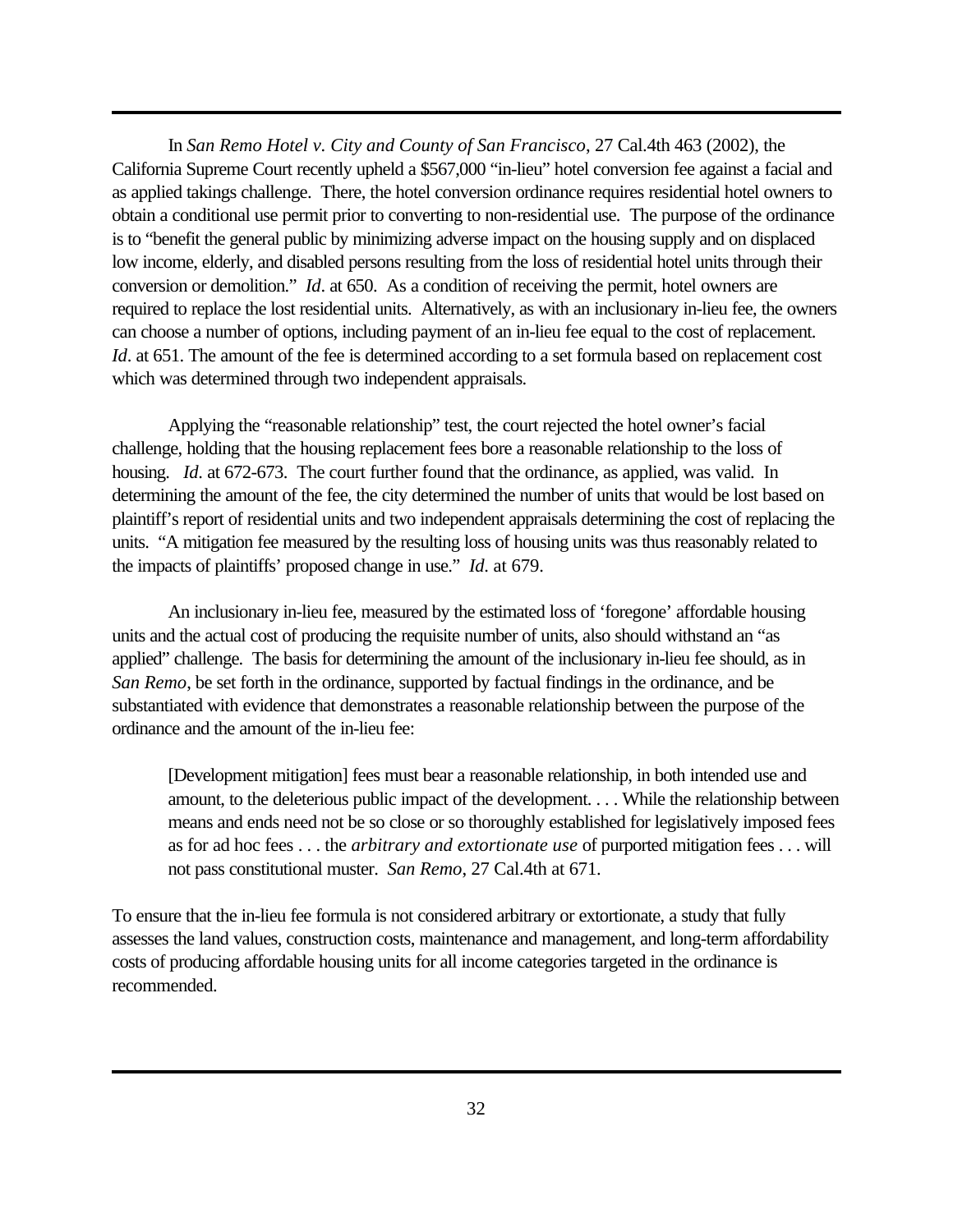In *San Remo Hotel v. City and County of San Francisco*, 27 Cal.4th 463 (2002), the California Supreme Court recently upheld a $567,000 "in-lieu" hotel conversion fee against a facial and as applied takings challenge. There, the hotel conversion ordinance requires residential hotel owners to obtain a conditional use permit prior to converting to non-residential use. The purpose of the ordinance is to "benefit the general public by minimizing adverse impact on the housing supply and on displaced low income, elderly, and disabled persons resulting from the loss of residential hotel units through their conversion or demolition." *Id*. at 650. As a condition of receiving the permit, hotel owners are required to replace the lost residential units. Alternatively, as with an inclusionary in-lieu fee, the owners can choose a number of options, including payment of an in-lieu fee equal to the cost of replacement. *Id*. at 651. The amount of the fee is determined according to a set formula based on replacement cost which was determined through two independent appraisals.

Applying the "reasonable relationship" test, the court rejected the hotel owner's facial challenge, holding that the housing replacement fees bore a reasonable relationship to the loss of housing. *Id*. at 672-673. The court further found that the ordinance, as applied, was valid. In determining the amount of the fee, the city determined the number of units that would be lost based on plaintiff's report of residential units and two independent appraisals determining the cost of replacing the units. "A mitigation fee measured by the resulting loss of housing units was thus reasonably related to the impacts of plaintiffs' proposed change in use." *Id*. at 679.

An inclusionary in-lieu fee, measured by the estimated loss of 'foregone' affordable housing units and the actual cost of producing the requisite number of units, also should withstand an "as applied" challenge. The basis for determining the amount of the inclusionary in-lieu fee should, as in *San Remo*, be set forth in the ordinance, supported by factual findings in the ordinance, and be substantiated with evidence that demonstrates a reasonable relationship between the purpose of the ordinance and the amount of the in-lieu fee:

> [Development mitigation] fees must bear a reasonable relationship, in both intended use and amount, to the deleterious public impact of the development. . . . While the relationship between means and ends need not be so close or so thoroughly established for legislatively imposed fees as for ad hoc fees . . . the *arbitrary and extortionate use* of purported mitigation fees . . . will not pass constitutional muster. *San Remo*, 27 Cal.4th at 671.

To ensure that the in-lieu fee formula is not considered arbitrary or extortionate, a study that fully assesses the land values, construction costs, maintenance and management, and long-term affordability costs of producing affordable housing units for all income categories targeted in the ordinance is recommended.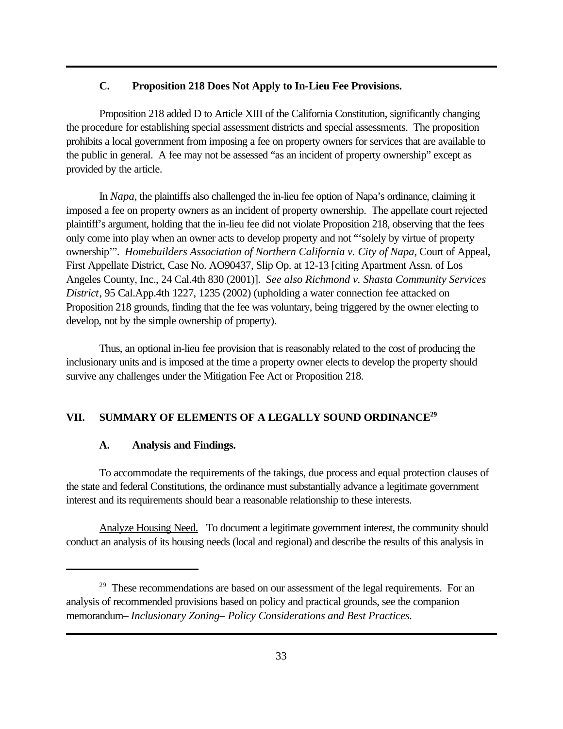### C. Proposition 218 Does Not Apply to In-Lieu Fee Provisions.

Proposition 218 added D to Article XIII of the California Constitution, significantly changing the procedure for establishing special assessment districts and special assessments. The proposition prohibits a local government from imposing a fee on property owners for services that are available to the public in general. A fee may not be assessed "as an incident of property ownership" except as provided by the article.

In *Napa*, the plaintiffs also challenged the in-lieu fee option of Napa's ordinance, claiming it imposed a fee on property owners as an incident of property ownership. The appellate court rejected plaintiff's argument, holding that the in-lieu fee did not violate Proposition 218, observing that the fees only come into play when an owner acts to develop property and not "'solely by virtue of property ownership'". *Homebuilders Association of Northern California v. City of Napa*, Court of Appeal, First Appellate District, Case No. AO90437, Slip Op. at 12-13 [citing Apartment Assn. of Los Angeles County, Inc., 24 Cal.4th 830 (2001)]. *See also Richmond v. Shasta Community Services District*, 95 Cal.App.4th 1227, 1235 (2002) (upholding a water connection fee attacked on Proposition 218 grounds, finding that the fee was voluntary, being triggered by the owner electing to develop, not by the simple ownership of property).

Thus, an optional in-lieu fee provision that is reasonably related to the cost of producing the inclusionary units and is imposed at the time a property owner elects to develop the property should survive any challenges under the Mitigation Fee Act or Proposition 218.

## VII. SUMMARY OF ELEMENTS OF A LEGALLY SOUND ORDINANCE[29]

### A. Analysis and Findings.

To accommodate the requirements of the takings, due process and equal protection clauses of the state and federal Constitutions, the ordinance must substantially advance a legitimate government interest and its requirements should bear a reasonable relationship to these interests.

Analyze Housing Need. To document a legitimate government interest, the community should conduct an analysis of its housing needs (local and regional) and describe the results of this analysis in

---

[29] These recommendations are based on our assessment of the legal requirements. For an analysis of recommended provisions based on policy and practical grounds, see the companion memorandum– *Inclusionary Zoning– Policy Considerations and Best Practices.*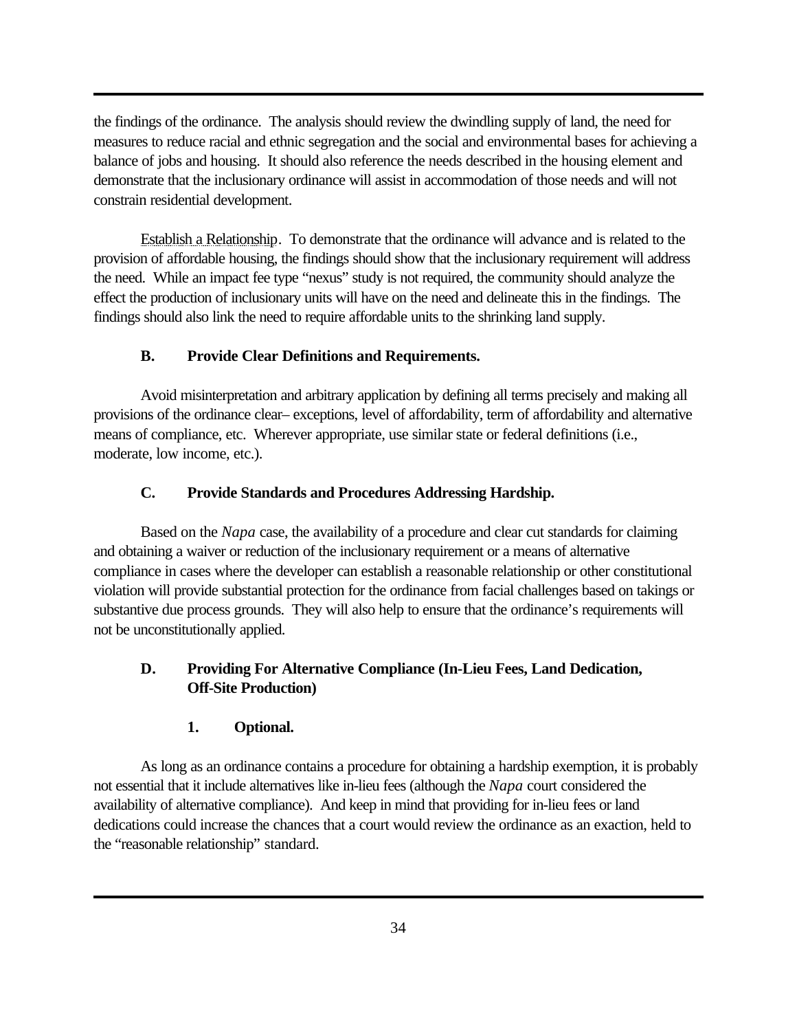the findings of the ordinance. The analysis should review the dwindling supply of land, the need for measures to reduce racial and ethnic segregation and the social and environmental bases for achieving a balance of jobs and housing. It should also reference the needs described in the housing element and demonstrate that the inclusionary ordinance will assist in accommodation of those needs and will not constrain residential development.

Establish a Relationship. To demonstrate that the ordinance will advance and is related to the provision of affordable housing, the findings should show that the inclusionary requirement will address the need. While an impact fee type "nexus" study is not required, the community should analyze the effect the production of inclusionary units will have on the need and delineate this in the findings. The findings should also link the need to require affordable units to the shrinking land supply.

### B. Provide Clear Definitions and Requirements.

Avoid misinterpretation and arbitrary application by defining all terms precisely and making all provisions of the ordinance clear– exceptions, level of affordability, term of affordability and alternative means of compliance, etc. Wherever appropriate, use similar state or federal definitions (i.e., moderate, low income, etc.).

### C. Provide Standards and Procedures Addressing Hardship.

Based on the *Napa* case, the availability of a procedure and clear cut standards for claiming and obtaining a waiver or reduction of the inclusionary requirement or a means of alternative compliance in cases where the developer can establish a reasonable relationship or other constitutional violation will provide substantial protection for the ordinance from facial challenges based on takings or substantive due process grounds. They will also help to ensure that the ordinance's requirements will not be unconstitutionally applied.

### D. Providing For Alternative Compliance (In-Lieu Fees, Land Dedication, Off-Site Production)

#### 1. Optional.

As long as an ordinance contains a procedure for obtaining a hardship exemption, it is probably not essential that it include alternatives like in-lieu fees (although the *Napa* court considered the availability of alternative compliance). And keep in mind that providing for in-lieu fees or land dedications could increase the chances that a court would review the ordinance as an exaction, held to the "reasonable relationship" standard.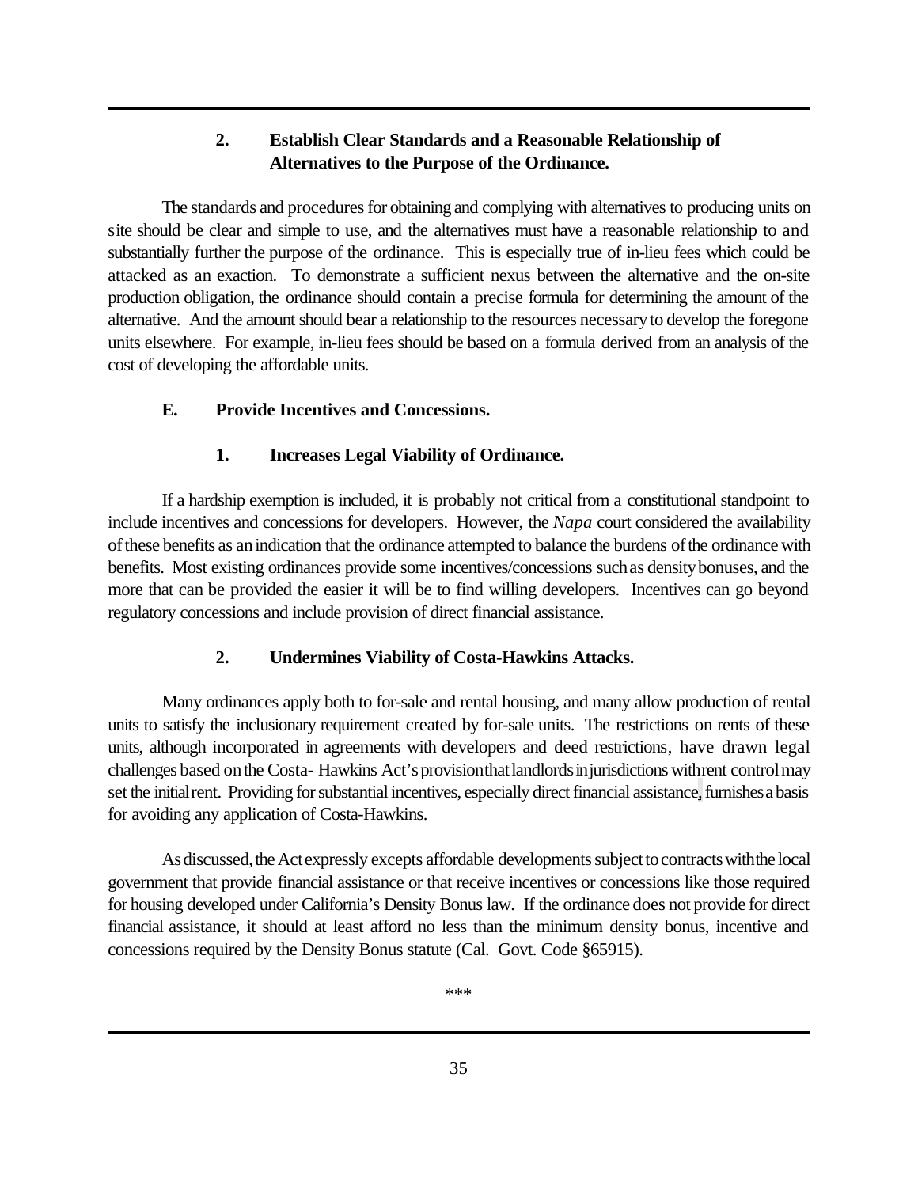### 2. Establish Clear Standards and a Reasonable Relationship of Alternatives to the Purpose of the Ordinance.

The standards and procedures for obtaining and complying with alternatives to producing units on site should be clear and simple to use, and the alternatives must have a reasonable relationship to and substantially further the purpose of the ordinance. This is especially true of in-lieu fees which could be attacked as an exaction. To demonstrate a sufficient nexus between the alternative and the on-site production obligation, the ordinance should contain a precise formula for determining the amount of the alternative. And the amount should bear a relationship to the resources necessary to develop the foregone units elsewhere. For example, in-lieu fees should be based on a formula derived from an analysis of the cost of developing the affordable units.

## E. Provide Incentives and Concessions.

### 1. Increases Legal Viability of Ordinance.

If a hardship exemption is included, it is probably not critical from a constitutional standpoint to include incentives and concessions for developers. However, the *Napa* court considered the availability of these benefits as an indication that the ordinance attempted to balance the burdens of the ordinance with benefits. Most existing ordinances provide some incentives/concessions such as density bonuses, and the more that can be provided the easier it will be to find willing developers. Incentives can go beyond regulatory concessions and include provision of direct financial assistance.

### 2. Undermines Viability of Costa-Hawkins Attacks.

Many ordinances apply both to for-sale and rental housing, and many allow production of rental units to satisfy the inclusionary requirement created by for-sale units. The restrictions on rents of these units, although incorporated in agreements with developers and deed restrictions, have drawn legal challenges based on the Costa- Hawkins Act's provision that landlords in jurisdictions with rent control may set the initial rent. Providing for substantial incentives, especially direct financial assistance, furnishes a basis for avoiding any application of Costa-Hawkins.

As discussed, the Act expressly excepts affordable developments subject to contracts with the local government that provide financial assistance or that receive incentives or concessions like those required for housing developed under California's Density Bonus law. If the ordinance does not provide for direct financial assistance, it should at least afford no less than the minimum density bonus, incentive and concessions required by the Density Bonus statute (Cal. Govt. Code §65915).

\*\*\*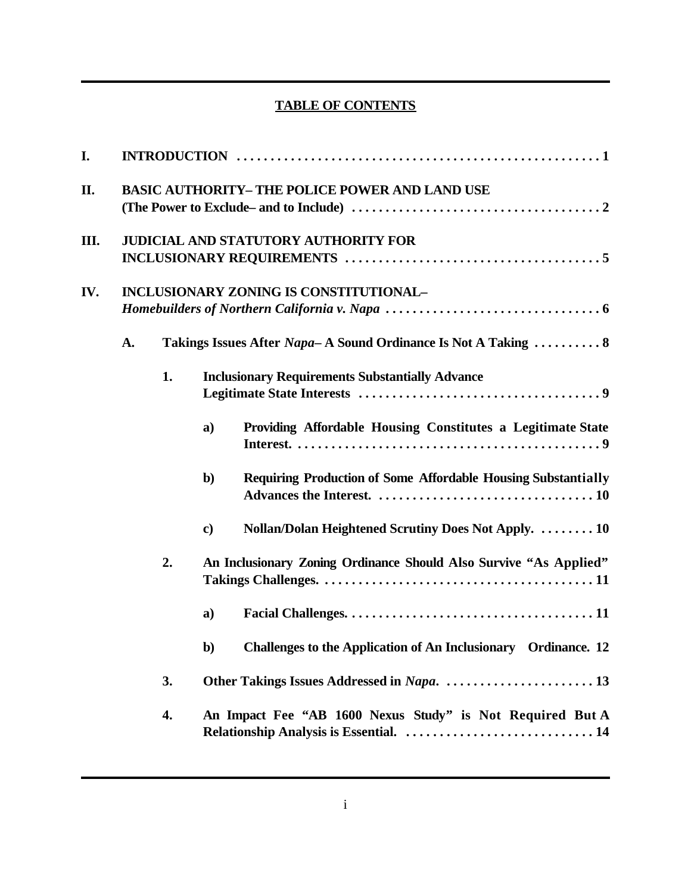# TABLE OF CONTENTS

**I. INTRODUCTION** . . . . . . . . . . . . . . . . . . . . . . . . . . . . . . . . . . . . . . . . . . . . . . . . . . . . . . 1

**II. BASIC AUTHORITY– THE POLICE POWER AND LAND USE (The Power to Exclude– and to Include)** . . . . . . . . . . . . . . . . . . . . . . . . . . . . . . . . . . . . . 2

**III. JUDICIAL AND STATUTORY AUTHORITY FOR INCLUSIONARY REQUIREMENTS** . . . . . . . . . . . . . . . . . . . . . . . . . . . . . . . . . . . . . . 5

**IV. INCLUSIONARY ZONING IS CONSTITUTIONAL– *Homebuilders of Northern California v. Napa*** . . . . . . . . . . . . . . . . . . . . . . . . . . . . . . . . 6

- **A. Takings Issues After *Napa*– A Sound Ordinance Is Not A Taking** . . . . . . . . . . 8
  - **1. Inclusionary Requirements Substantially Advance Legitimate State Interests** . . . . . . . . . . . . . . . . . . . . . . . . . . . . . . . . . . . . . 9
    - **a) Providing Affordable Housing Constitutes a Legitimate State Interest.** . . . . . . . . . . . . . . . . . . . . . . . . . . . . . . . . . . . . . . . . . . . . . 9
    - **b) Requiring Production of Some Affordable Housing Substantially Advances the Interest.** . . . . . . . . . . . . . . . . . . . . . . . . . . . . . . . 10
    - **c) Nollan/Dolan Heightened Scrutiny Does Not Apply.** . . . . . . . . 10
  - **2. An Inclusionary Zoning Ordinance Should Also Survive "As Applied" Takings Challenges.** . . . . . . . . . . . . . . . . . . . . . . . . . . . . . . . . . . . . . . . 11
    - **a) Facial Challenges.** . . . . . . . . . . . . . . . . . . . . . . . . . . . . . . . . . . . . 11
    - **b) Challenges to the Application of An Inclusionary Ordinance.** 12
  - **3. Other Takings Issues Addressed in *Napa*.** . . . . . . . . . . . . . . . . . . . . . . 13
  - **4. An Impact Fee "AB 1600 Nexus Study" is Not Required But A Relationship Analysis is Essential.** . . . . . . . . . . . . . . . . . . . . . . . . . . . . 14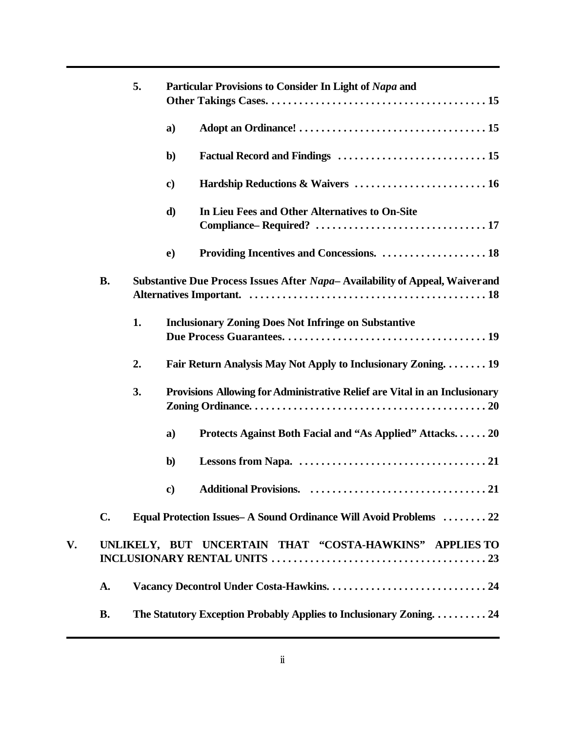5. **Particular Provisions to Consider In Light of *Napa* and Other Takings Cases. . . . . . . . . . . . . . . . . . . . . . . . . . . . . . . . . . . . . . . . 15**

   a) **Adopt an Ordinance! . . . . . . . . . . . . . . . . . . . . . . . . . . . . . . . . . . 15**

   b) **Factual Record and Findings . . . . . . . . . . . . . . . . . . . . . . . . . . . 15**

   c) **Hardship Reductions & Waivers . . . . . . . . . . . . . . . . . . . . . . . . 16**

   d) **In Lieu Fees and Other Alternatives to On-Site Compliance– Required? . . . . . . . . . . . . . . . . . . . . . . . . . . . . . . . 17**

   e) **Providing Incentives and Concessions. . . . . . . . . . . . . . . . . . . . 18**

B. **Substantive Due Process Issues After *Napa*– Availability of Appeal, Waiver and Alternatives Important. . . . . . . . . . . . . . . . . . . . . . . . . . . . . . . . . . . . . . . . . . . 18**

1. **Inclusionary Zoning Does Not Infringe on Substantive Due Process Guarantees. . . . . . . . . . . . . . . . . . . . . . . . . . . . . . . . . . . . . 19**

2. **Fair Return Analysis May Not Apply to Inclusionary Zoning. . . . . . . . 19**

3. **Provisions Allowing for Administrative Relief are Vital in an Inclusionary Zoning Ordinance. . . . . . . . . . . . . . . . . . . . . . . . . . . . . . . . . . . . . . . . . . 20**

   a) **Protects Against Both Facial and "As Applied" Attacks. . . . . . 20**

   b) **Lessons from Napa. . . . . . . . . . . . . . . . . . . . . . . . . . . . . . . . . . 21**

   c) **Additional Provisions. . . . . . . . . . . . . . . . . . . . . . . . . . . . . . . . 21**

C. **Equal Protection Issues– A Sound Ordinance Will Avoid Problems . . . . . . . . 22**

V. **UNLIKELY, BUT UNCERTAIN THAT "COSTA-HAWKINS" APPLIES TO INCLUSIONARY RENTAL UNITS . . . . . . . . . . . . . . . . . . . . . . . . . . . . . . . . . . . . . . . 23**

A. **Vacancy Decontrol Under Costa-Hawkins. . . . . . . . . . . . . . . . . . . . . . . . . . . . . 24**

B. **The Statutory Exception Probably Applies to Inclusionary Zoning. . . . . . . . . . 24**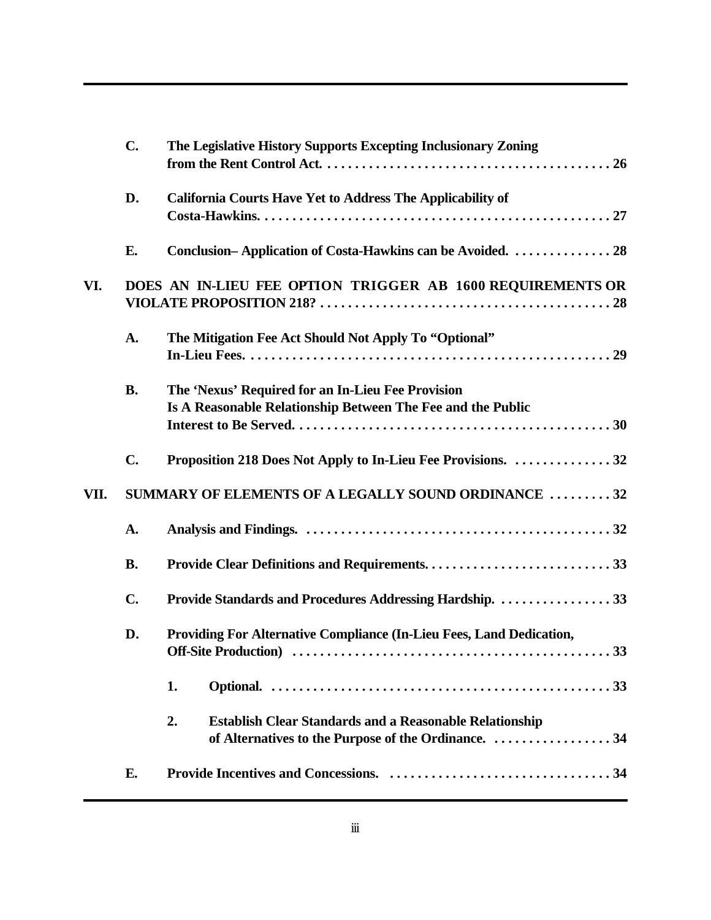**C. The Legislative History Supports Excepting Inclusionary Zoning from the Rent Control Act. . . . . . . . . . . . . . . . . . . . . . . . . . . . . . . . . . . . . . . . . 26**

**D. California Courts Have Yet to Address The Applicability of Costa-Hawkins. . . . . . . . . . . . . . . . . . . . . . . . . . . . . . . . . . . . . . . . . . . . . . . . . . 27**

**E. Conclusion– Application of Costa-Hawkins can be Avoided. . . . . . . . . . . . . . . 28**

**VI. DOES AN IN-LIEU FEE OPTION TRIGGER AB 1600 REQUIREMENTS OR VIOLATE PROPOSITION 218? . . . . . . . . . . . . . . . . . . . . . . . . . . . . . . . . . . . . . . . . . 28**

**A. The Mitigation Fee Act Should Not Apply To "Optional" In-Lieu Fees. . . . . . . . . . . . . . . . . . . . . . . . . . . . . . . . . . . . . . . . . . . . . . . . . . . . 29**

**B. The 'Nexus' Required for an In-Lieu Fee Provision Is A Reasonable Relationship Between The Fee and the Public Interest to Be Served. . . . . . . . . . . . . . . . . . . . . . . . . . . . . . . . . . . . . . . . . . . . 30**

**C. Proposition 218 Does Not Apply to In-Lieu Fee Provisions. . . . . . . . . . . . . . . 32**

**VII. SUMMARY OF ELEMENTS OF A LEGALLY SOUND ORDINANCE . . . . . . . . . 32**

**A. Analysis and Findings. . . . . . . . . . . . . . . . . . . . . . . . . . . . . . . . . . . . . . . . . . . . . 32**

**B. Provide Clear Definitions and Requirements. . . . . . . . . . . . . . . . . . . . . . . . . . . 33**

**C. Provide Standards and Procedures Addressing Hardship. . . . . . . . . . . . . . . . . 33**

**D. Providing For Alternative Compliance (In-Lieu Fees, Land Dedication, Off-Site Production) . . . . . . . . . . . . . . . . . . . . . . . . . . . . . . . . . . . . . . . . . . . . . 33**

**1. Optional. . . . . . . . . . . . . . . . . . . . . . . . . . . . . . . . . . . . . . . . . . . . . . . . . 33**

**2. Establish Clear Standards and a Reasonable Relationship of Alternatives to the Purpose of the Ordinance. . . . . . . . . . . . . . . . . . 34**

**E. Provide Incentives and Concessions. . . . . . . . . . . . . . . . . . . . . . . . . . . . . . . . . 34**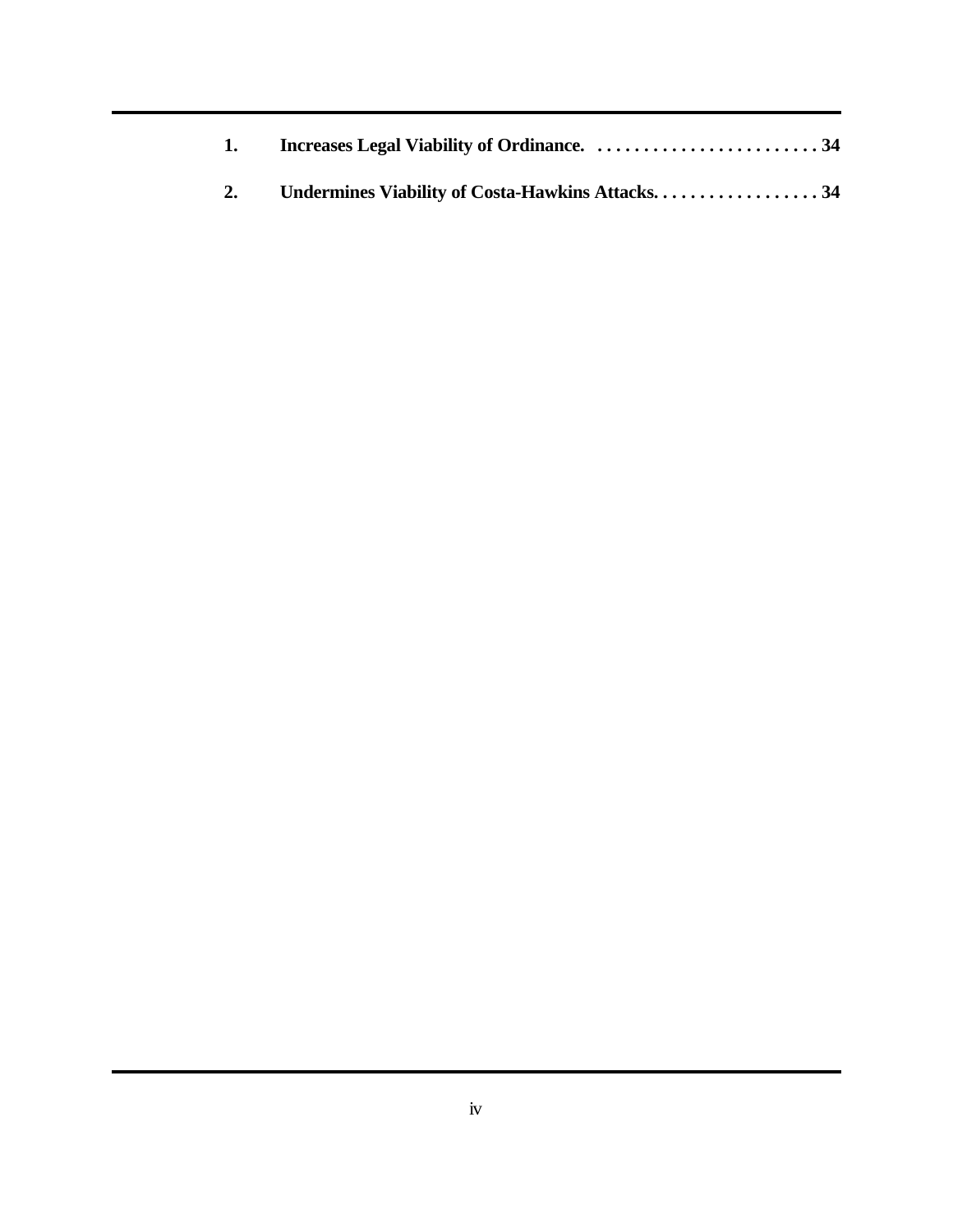**1. Increases Legal Viability of Ordinance. . . . . . . . . . . . . . . . . . . . . . . . . . 34**

**2. Undermines Viability of Costa-Hawkins Attacks. . . . . . . . . . . . . . . . . . . 34**